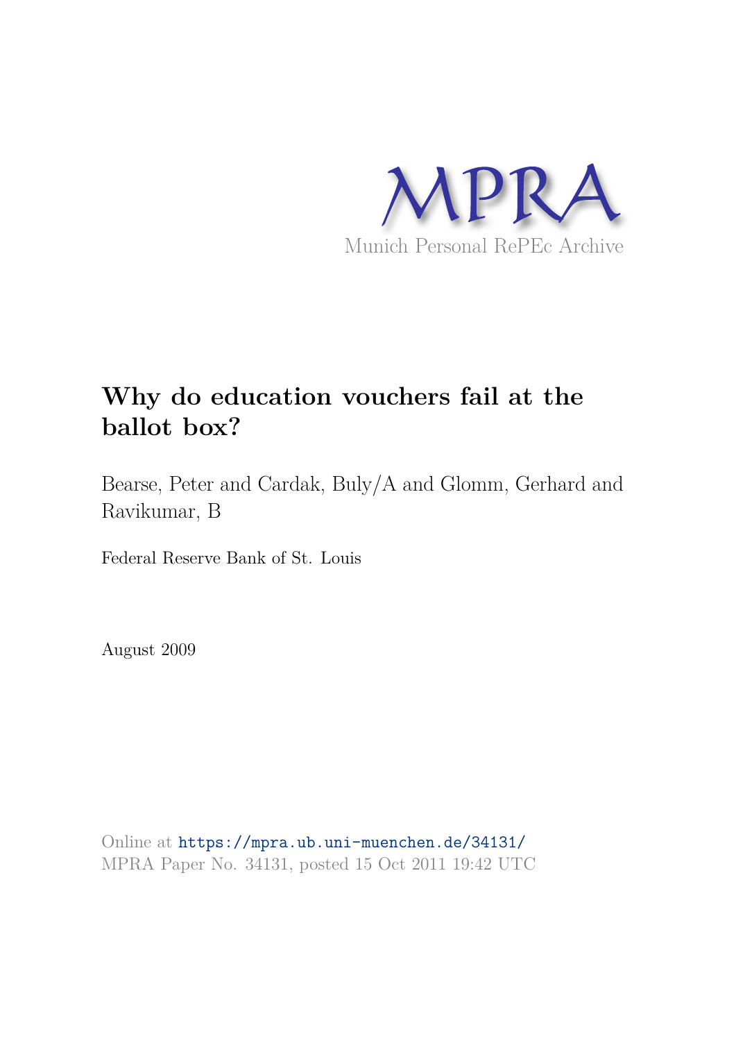MPRA

Munich Personal RePEc Archive

# Why do education vouchers fail at the ballot box?

Bearse, Peter and Cardak, Buly/A and Glomm, Gerhard and Ravikumar, B

Federal Reserve Bank of St. Louis

August 2009

Online at https://mpra.ub.uni-muenchen.de/34131/
MPRA Paper No. 34131, posted 15 Oct 2011 19:42 UTC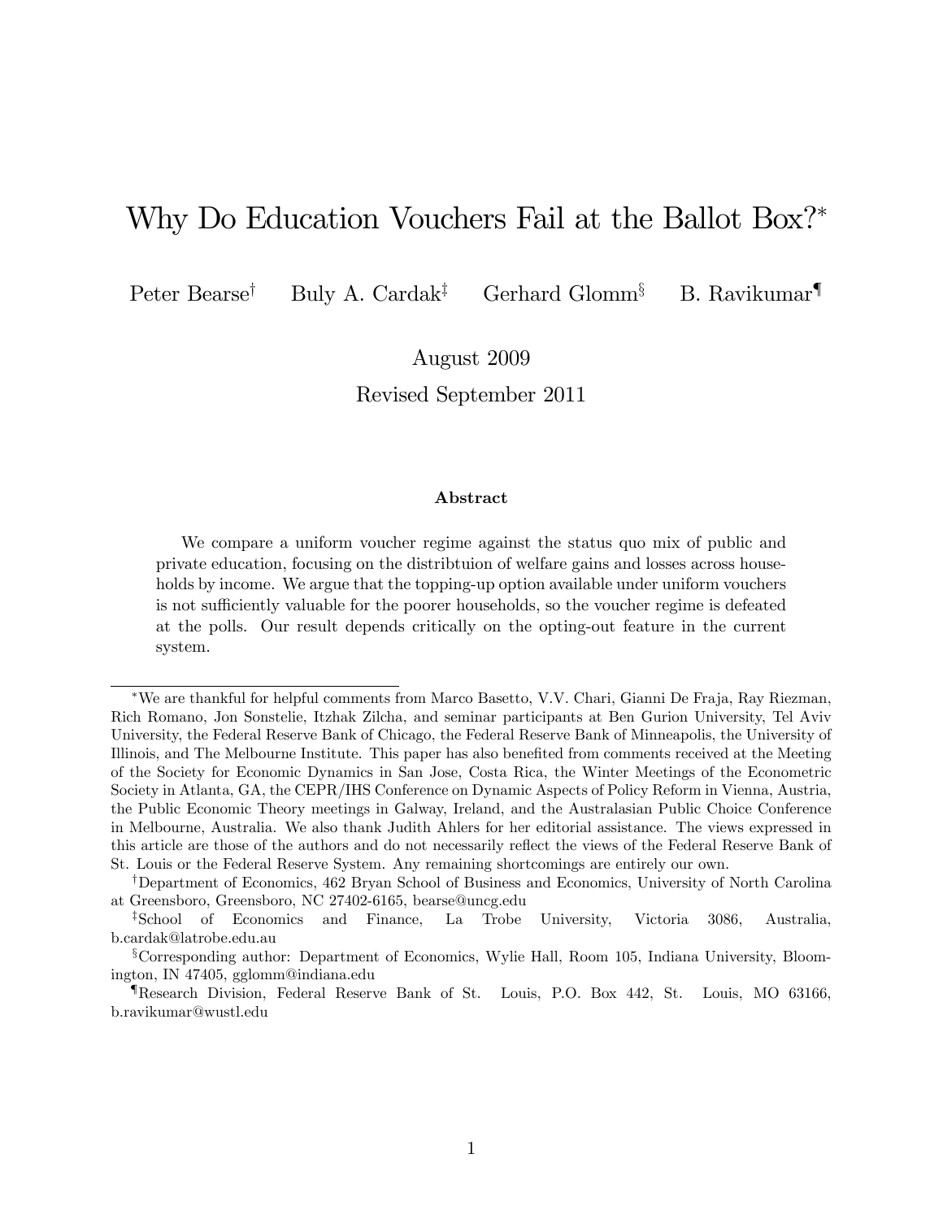# Why Do Education Vouchers Fail at the Ballot Box?[*]

Peter Bearse[†] Buly A. Cardak[‡] Gerhard Glomm[§] B. Ravikumar[¶]

August 2009

Revised September 2011

### Abstract

We compare a uniform voucher regime against the status quo mix of public and private education, focusing on the distribtuion of welfare gains and losses across households by income. We argue that the topping-up option available under uniform vouchers is not sufficiently valuable for the poorer households, so the voucher regime is defeated at the polls. Our result depends critically on the opting-out feature in the current system.

---

[*]We are thankful for helpful comments from Marco Basetto, V.V. Chari, Gianni De Fraja, Ray Riezman, Rich Romano, Jon Sonstelie, Itzhak Zilcha, and seminar participants at Ben Gurion University, Tel Aviv University, the Federal Reserve Bank of Chicago, the Federal Reserve Bank of Minneapolis, the University of Illinois, and The Melbourne Institute. This paper has also benefited from comments received at the Meeting of the Society for Economic Dynamics in San Jose, Costa Rica, the Winter Meetings of the Econometric Society in Atlanta, GA, the CEPR/IHS Conference on Dynamic Aspects of Policy Reform in Vienna, Austria, the Public Economic Theory meetings in Galway, Ireland, and the Australasian Public Choice Conference in Melbourne, Australia. We also thank Judith Ahlers for her editorial assistance. The views expressed in this article are those of the authors and do not necessarily reflect the views of the Federal Reserve Bank of St. Louis or the Federal Reserve System. Any remaining shortcomings are entirely our own.

[†]Department of Economics, 462 Bryan School of Business and Economics, University of North Carolina at Greensboro, Greensboro, NC 27402-6165, bearse@uncg.edu

[‡]School of Economics and Finance, La Trobe University, Victoria 3086, Australia, b.cardak@latrobe.edu.au

[§]Corresponding author: Department of Economics, Wylie Hall, Room 105, Indiana University, Bloomington, IN 47405, gglomm@indiana.edu

[¶]Research Division, Federal Reserve Bank of St. Louis, P.O. Box 442, St. Louis, MO 63166, b.ravikumar@wustl.edu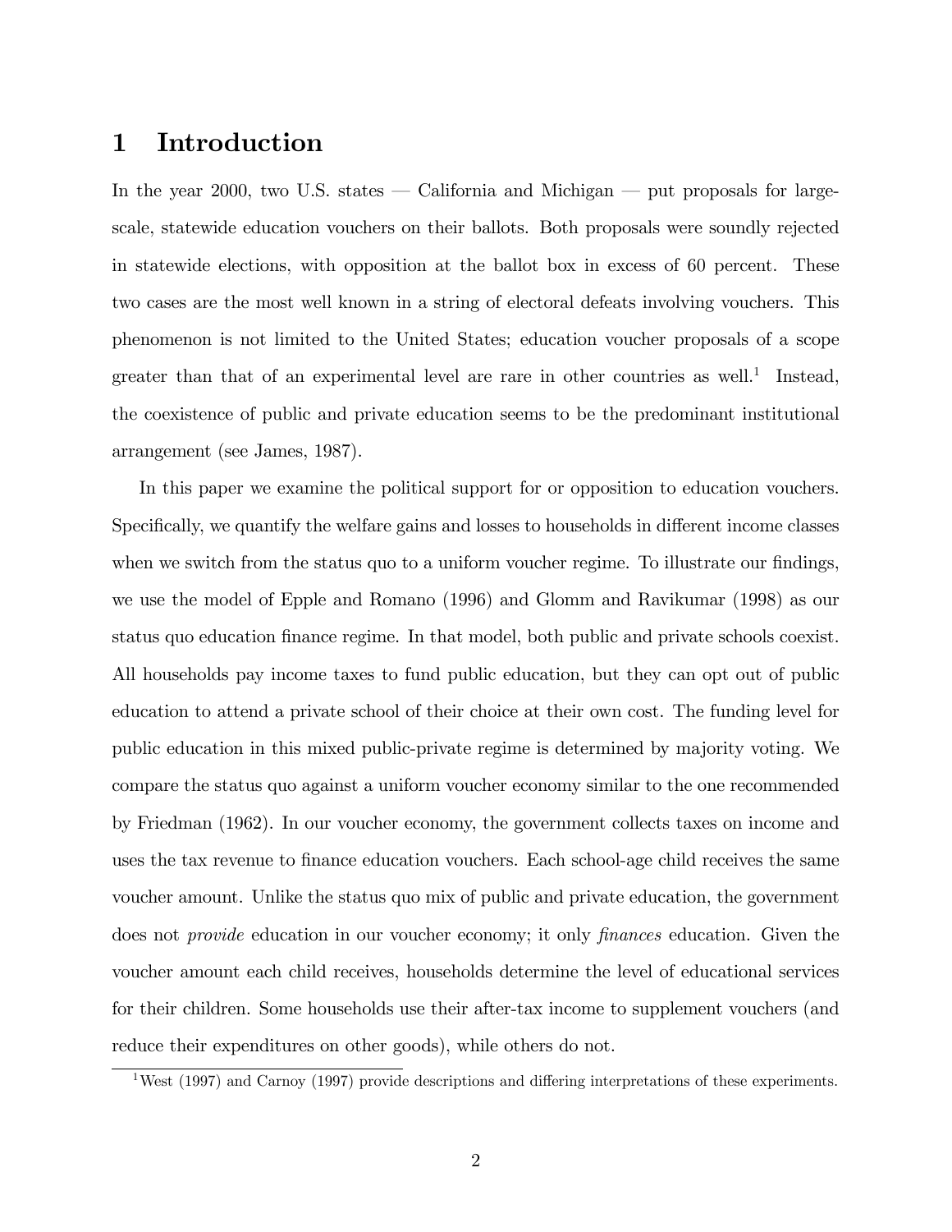# 1 Introduction

In the year 2000, two U.S. states — California and Michigan — put proposals for large-scale, statewide education vouchers on their ballots. Both proposals were soundly rejected in statewide elections, with opposition at the ballot box in excess of 60 percent. These two cases are the most well known in a string of electoral defeats involving vouchers. This phenomenon is not limited to the United States; education voucher proposals of a scope greater than that of an experimental level are rare in other countries as well.[1] Instead, the coexistence of public and private education seems to be the predominant institutional arrangement (see James, 1987).

In this paper we examine the political support for or opposition to education vouchers. Specifically, we quantify the welfare gains and losses to households in different income classes when we switch from the status quo to a uniform voucher regime. To illustrate our findings, we use the model of Epple and Romano (1996) and Glomm and Ravikumar (1998) as our status quo education finance regime. In that model, both public and private schools coexist. All households pay income taxes to fund public education, but they can opt out of public education to attend a private school of their choice at their own cost. The funding level for public education in this mixed public-private regime is determined by majority voting. We compare the status quo against a uniform voucher economy similar to the one recommended by Friedman (1962). In our voucher economy, the government collects taxes on income and uses the tax revenue to finance education vouchers. Each school-age child receives the same voucher amount. Unlike the status quo mix of public and private education, the government does not *provide* education in our voucher economy; it only *finances* education. Given the voucher amount each child receives, households determine the level of educational services for their children. Some households use their after-tax income to supplement vouchers (and reduce their expenditures on other goods), while others do not.

[1] West (1997) and Carnoy (1997) provide descriptions and differing interpretations of these experiments.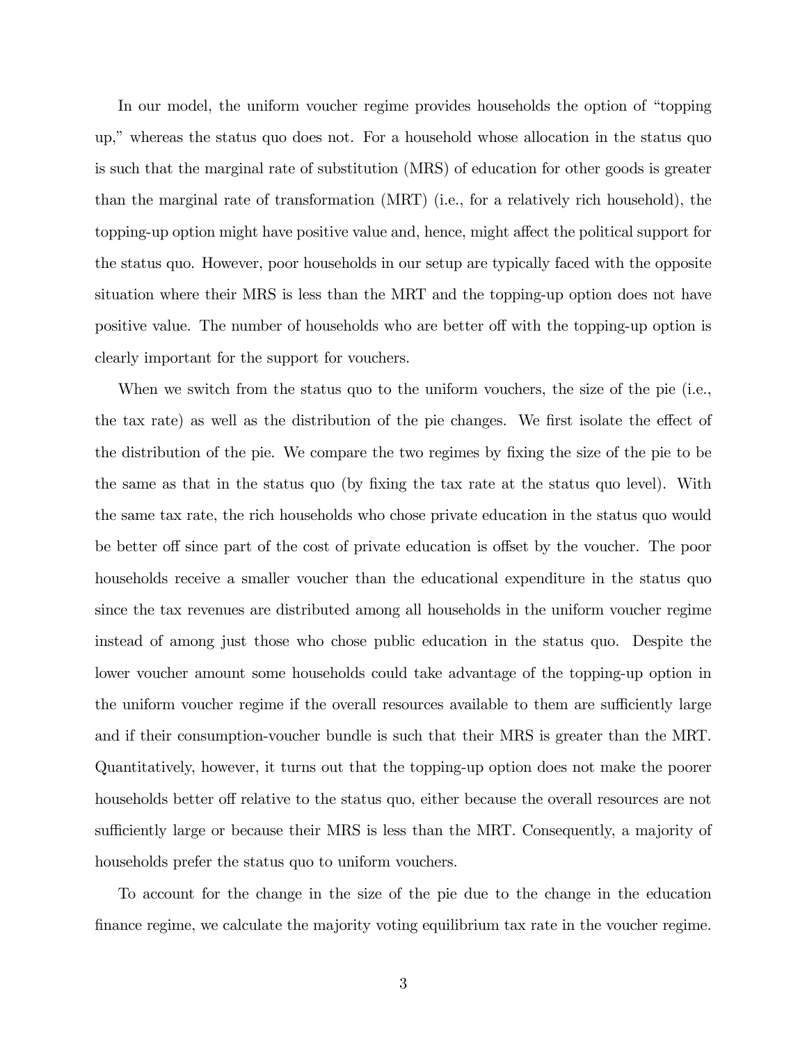In our model, the uniform voucher regime provides households the option of "topping up," whereas the status quo does not. For a household whose allocation in the status quo is such that the marginal rate of substitution (MRS) of education for other goods is greater than the marginal rate of transformation (MRT) (i.e., for a relatively rich household), the topping-up option might have positive value and, hence, might affect the political support for the status quo. However, poor households in our setup are typically faced with the opposite situation where their MRS is less than the MRT and the topping-up option does not have positive value. The number of households who are better off with the topping-up option is clearly important for the support for vouchers.

When we switch from the status quo to the uniform vouchers, the size of the pie (i.e., the tax rate) as well as the distribution of the pie changes. We first isolate the effect of the distribution of the pie. We compare the two regimes by fixing the size of the pie to be the same as that in the status quo (by fixing the tax rate at the status quo level). With the same tax rate, the rich households who chose private education in the status quo would be better off since part of the cost of private education is offset by the voucher. The poor households receive a smaller voucher than the educational expenditure in the status quo since the tax revenues are distributed among all households in the uniform voucher regime instead of among just those who chose public education in the status quo. Despite the lower voucher amount some households could take advantage of the topping-up option in the uniform voucher regime if the overall resources available to them are sufficiently large and if their consumption-voucher bundle is such that their MRS is greater than the MRT. Quantitatively, however, it turns out that the topping-up option does not make the poorer households better off relative to the status quo, either because the overall resources are not sufficiently large or because their MRS is less than the MRT. Consequently, a majority of households prefer the status quo to uniform vouchers.

To account for the change in the size of the pie due to the change in the education finance regime, we calculate the majority voting equilibrium tax rate in the voucher regime.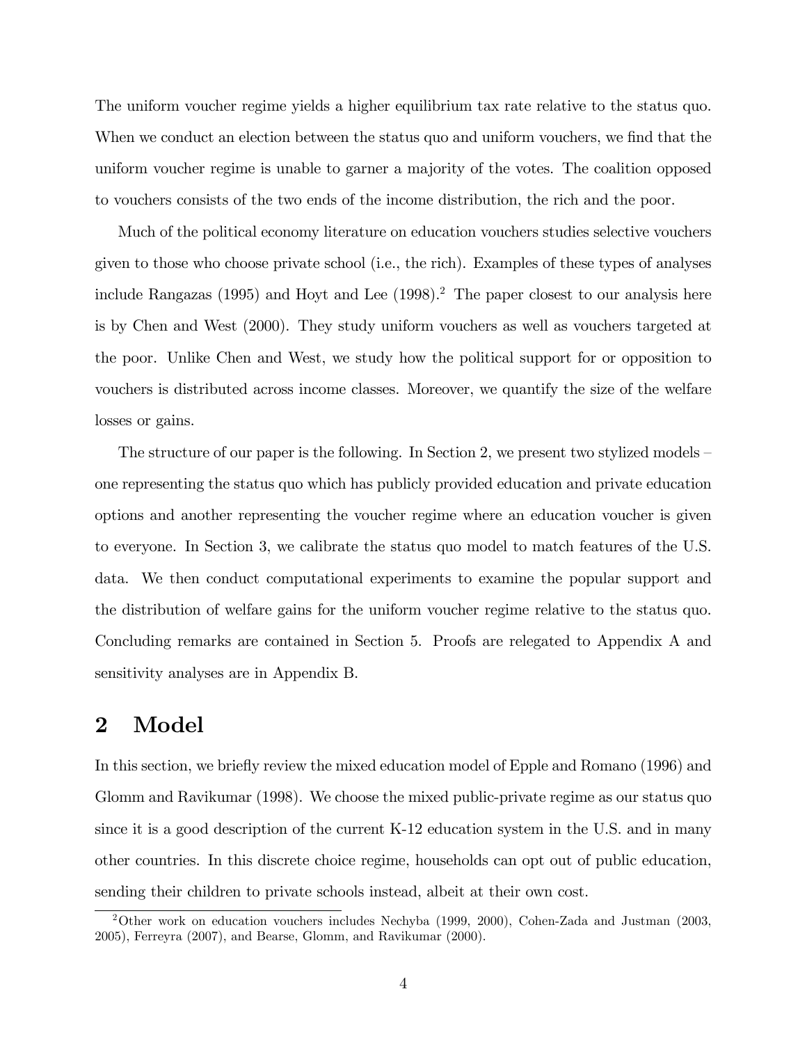The uniform voucher regime yields a higher equilibrium tax rate relative to the status quo. When we conduct an election between the status quo and uniform vouchers, we find that the uniform voucher regime is unable to garner a majority of the votes. The coalition opposed to vouchers consists of the two ends of the income distribution, the rich and the poor.

Much of the political economy literature on education vouchers studies selective vouchers given to those who choose private school (i.e., the rich). Examples of these types of analyses include Rangazas (1995) and Hoyt and Lee (1998).[2] The paper closest to our analysis here is by Chen and West (2000). They study uniform vouchers as well as vouchers targeted at the poor. Unlike Chen and West, we study how the political support for or opposition to vouchers is distributed across income classes. Moreover, we quantify the size of the welfare losses or gains.

The structure of our paper is the following. In Section 2, we present two stylized models – one representing the status quo which has publicly provided education and private education options and another representing the voucher regime where an education voucher is given to everyone. In Section 3, we calibrate the status quo model to match features of the U.S. data. We then conduct computational experiments to examine the popular support and the distribution of welfare gains for the uniform voucher regime relative to the status quo. Concluding remarks are contained in Section 5. Proofs are relegated to Appendix A and sensitivity analyses are in Appendix B.

# 2 Model

In this section, we briefly review the mixed education model of Epple and Romano (1996) and Glomm and Ravikumar (1998). We choose the mixed public-private regime as our status quo since it is a good description of the current K-12 education system in the U.S. and in many other countries. In this discrete choice regime, households can opt out of public education, sending their children to private schools instead, albeit at their own cost.

[2] Other work on education vouchers includes Nechyba (1999, 2000), Cohen-Zada and Justman (2003, 2005), Ferreyra (2007), and Bearse, Glomm, and Ravikumar (2000).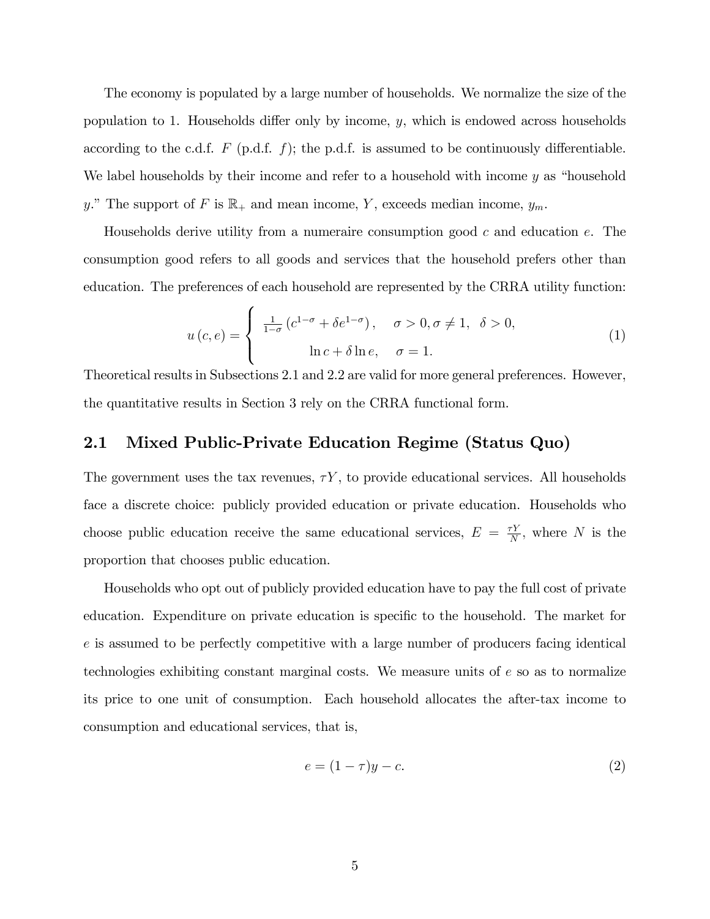The economy is populated by a large number of households. We normalize the size of the population to 1. Households differ only by income, $y$, which is endowed across households according to the c.d.f. $F$ (p.d.f. $f$); the p.d.f. is assumed to be continuously differentiable. We label households by their income and refer to a household with income $y$ as "household $y$." The support of $F$ is $\mathbb{R}_+$ and mean income, $Y$, exceeds median income, $y_m$.

Households derive utility from a numeraire consumption good $c$ and education $e$. The consumption good refers to all goods and services that the household prefers other than education. The preferences of each household are represented by the CRRA utility function:

$$u(c,e) = \begin{cases} \frac{1}{1-\sigma}\left(c^{1-\sigma} + \delta e^{1-\sigma}\right), & \sigma > 0, \sigma \neq 1, \;\; \delta > 0, \\ \ln c + \delta \ln e, & \sigma = 1. \end{cases} \tag{1}$$

Theoretical results in Subsections 2.1 and 2.2 are valid for more general preferences. However, the quantitative results in Section 3 rely on the CRRA functional form.

## 2.1 Mixed Public-Private Education Regime (Status Quo)

The government uses the tax revenues, $\tau Y$, to provide educational services. All households face a discrete choice: publicly provided education or private education. Households who choose public education receive the same educational services, $E = \frac{\tau Y}{N}$, where $N$ is the proportion that chooses public education.

Households who opt out of publicly provided education have to pay the full cost of private education. Expenditure on private education is specific to the household. The market for $e$ is assumed to be perfectly competitive with a large number of producers facing identical technologies exhibiting constant marginal costs. We measure units of $e$ so as to normalize its price to one unit of consumption. Each household allocates the after-tax income to consumption and educational services, that is,

$$e = (1-\tau)y - c. \tag{2}$$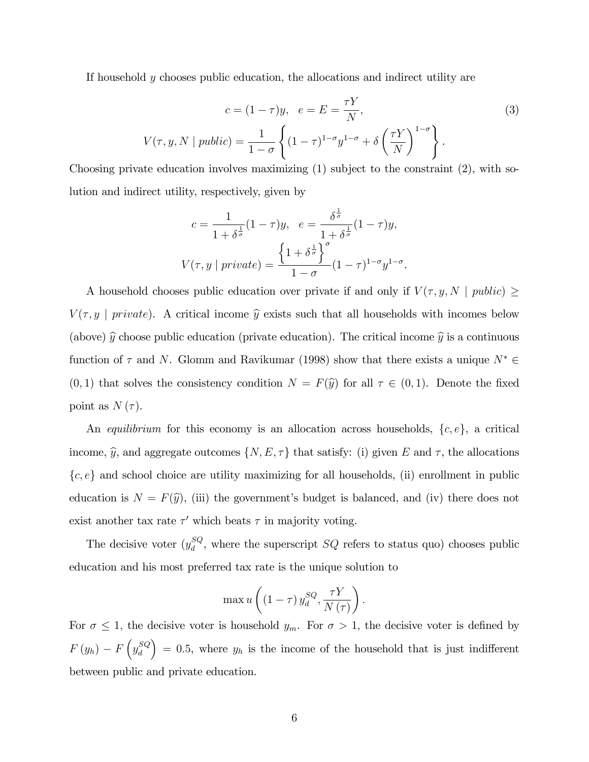If household $y$ chooses public education, the allocations and indirect utility are

$$
\begin{aligned}
c = (1-\tau)y, \quad e = E = \frac{\tau Y}{N}, \\
V(\tau, y, N \mid public) = \frac{1}{1-\sigma}\left\{(1-\tau)^{1-\sigma}y^{1-\sigma} + \delta\left(\frac{\tau Y}{N}\right)^{1-\sigma}\right\}.
\end{aligned} \tag{3}
$$

Choosing private education involves maximizing (1) subject to the constraint (2), with solution and indirect utility, respectively, given by

$$
c = \frac{1}{1+\delta^{\frac{1}{\sigma}}}(1-\tau)y, \quad e = \frac{\delta^{\frac{1}{\sigma}}}{1+\delta^{\frac{1}{\sigma}}}(1-\tau)y,
$$

$$
V(\tau, y \mid private) = \frac{\left\{1+\delta^{\frac{1}{\sigma}}\right\}^{\sigma}}{1-\sigma}(1-\tau)^{1-\sigma}y^{1-\sigma}.
$$

A household chooses public education over private if and only if $V(\tau, y, N \mid public) \geq V(\tau, y \mid private)$. A critical income $\widehat{y}$ exists such that all households with incomes below (above) $\widehat{y}$ choose public education (private education). The critical income $\widehat{y}$ is a continuous function of $\tau$ and $N$. Glomm and Ravikumar (1998) show that there exists a unique $N^* \in (0,1)$ that solves the consistency condition $N = F(\widehat{y})$ for all $\tau \in (0,1)$. Denote the fixed point as $N(\tau)$.

An *equilibrium* for this economy is an allocation across households, $\{c, e\}$, a critical income, $\widehat{y}$, and aggregate outcomes $\{N, E, \tau\}$ that satisfy: (i) given $E$ and $\tau$, the allocations $\{c, e\}$ and school choice are utility maximizing for all households, (ii) enrollment in public education is $N = F(\widehat{y})$, (iii) the government's budget is balanced, and (iv) there does not exist another tax rate $\tau'$ which beats $\tau$ in majority voting.

The decisive voter ($y_d^{SQ}$, where the superscript $SQ$ refers to status quo) chooses public education and his most preferred tax rate is the unique solution to

$$
\max u\left((1-\tau)\, y_d^{SQ}, \frac{\tau Y}{N(\tau)}\right).
$$

For $\sigma \leq 1$, the decisive voter is household $y_m$. For $\sigma > 1$, the decisive voter is defined by $F(y_h) - F\left(y_d^{SQ}\right) = 0.5$, where $y_h$ is the income of the household that is just indifferent between public and private education.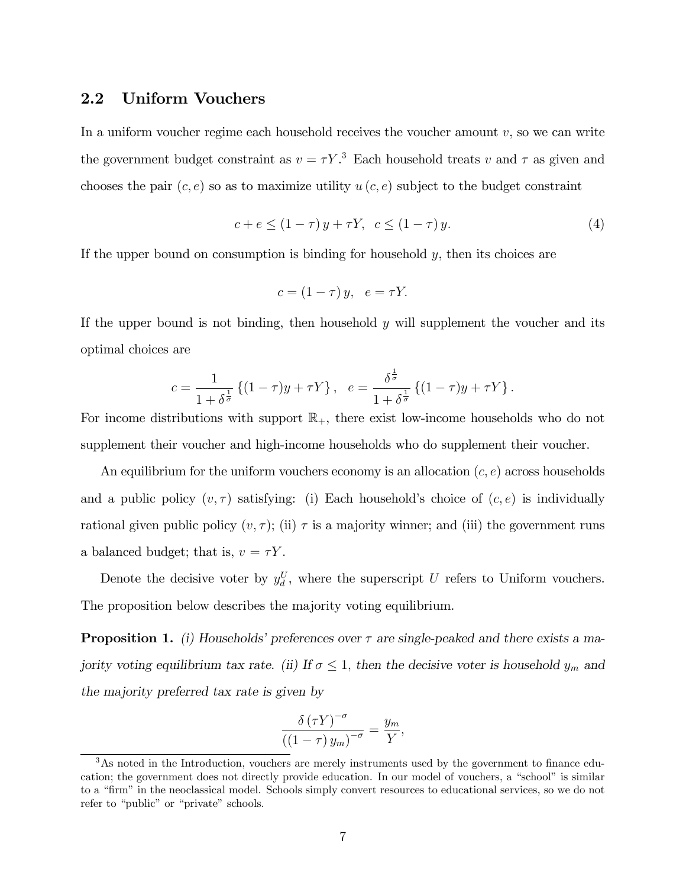## 2.2 Uniform Vouchers

In a uniform voucher regime each household receives the voucher amount $v$, so we can write the government budget constraint as $v = \tau Y$.[3] Each household treats $v$ and $\tau$ as given and chooses the pair $(c, e)$ so as to maximize utility $u(c, e)$ subject to the budget constraint

$$c + e \leq (1 - \tau) y + \tau Y, \quad c \leq (1 - \tau) y. \tag{4}$$

If the upper bound on consumption is binding for household $y$, then its choices are

$$c = (1 - \tau) y, \quad e = \tau Y.$$

If the upper bound is not binding, then household $y$ will supplement the voucher and its optimal choices are

$$c = \frac{1}{1 + \delta^{\frac{1}{\sigma}}} \{(1 - \tau) y + \tau Y\}, \quad e = \frac{\delta^{\frac{1}{\sigma}}}{1 + \delta^{\frac{1}{\sigma}}} \{(1 - \tau) y + \tau Y\}.$$

For income distributions with support $\mathbb{R}_+$, there exist low-income households who do not supplement their voucher and high-income households who do supplement their voucher.

An equilibrium for the uniform vouchers economy is an allocation $(c, e)$ across households and a public policy $(v, \tau)$ satisfying: (i) Each household's choice of $(c, e)$ is individually rational given public policy $(v, \tau)$; (ii) $\tau$ is a majority winner; and (iii) the government runs a balanced budget; that is, $v = \tau Y$.

Denote the decisive voter by $y_d^U$, where the superscript $U$ refers to Uniform vouchers. The proposition below describes the majority voting equilibrium.

**Proposition 1.** *(i) Households' preferences over $\tau$ are single-peaked and there exists a majority voting equilibrium tax rate. (ii) If $\sigma \leq 1$, then the decisive voter is household $y_m$ and the majority preferred tax rate is given by*

$$\frac{\delta (\tau Y)^{-\sigma}}{((1 - \tau) y_m)^{-\sigma}} = \frac{y_m}{Y},$$

[3] As noted in the Introduction, vouchers are merely instruments used by the government to finance education; the government does not directly provide education. In our model of vouchers, a "school" is similar to a "firm" in the neoclassical model. Schools simply convert resources to educational services, so we do not refer to "public" or "private" schools.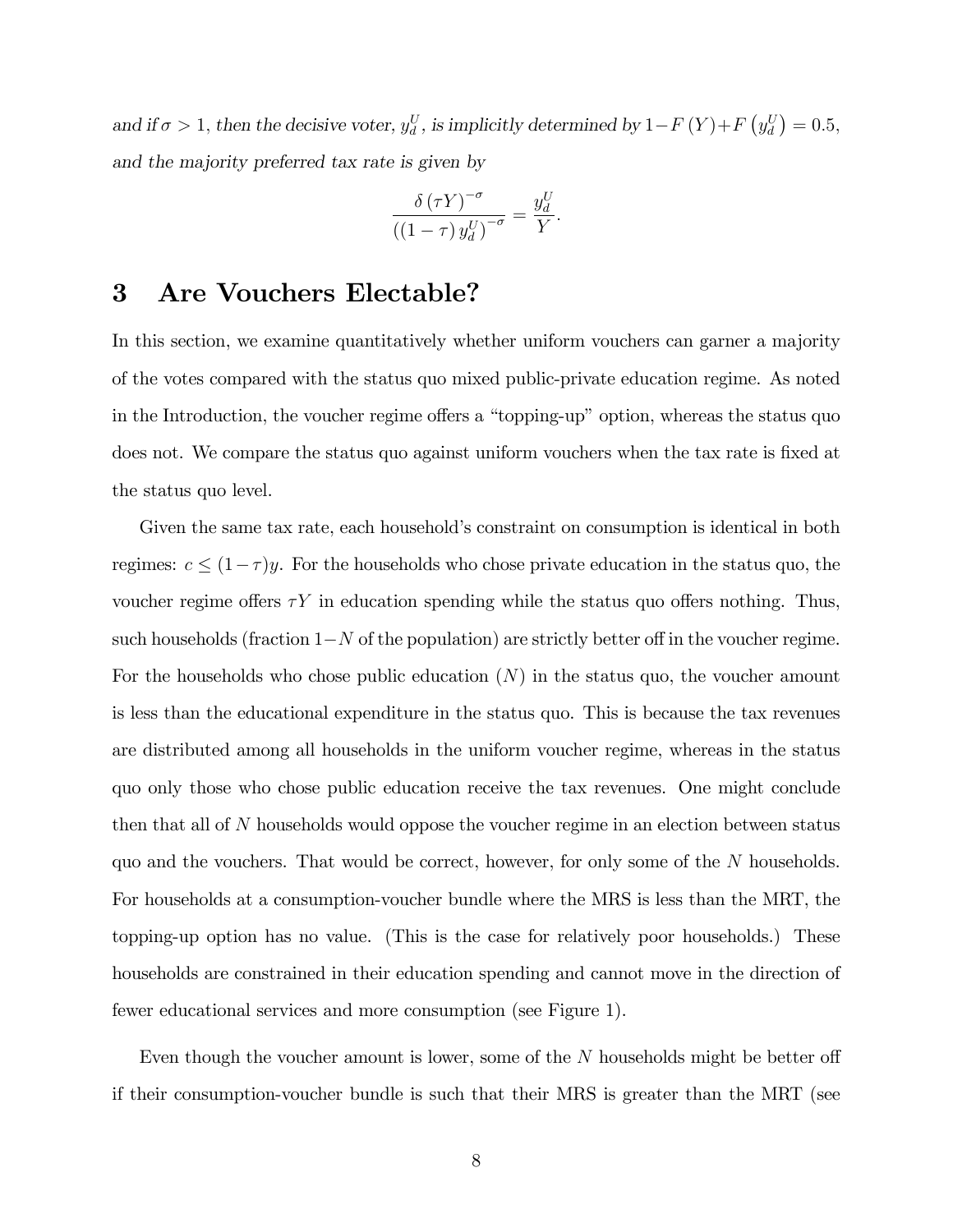*and if $\sigma > 1$, then the decisive voter, $y_d^U$, is implicitly determined by $1 - F(Y) + F\left(y_d^U\right) = 0.5$, and the majority preferred tax rate is given by*

$$\frac{\delta\left(\tau Y\right)^{-\sigma}}{\left(\left(1-\tau\right)y_d^U\right)^{-\sigma}} = \frac{y_d^U}{Y}.$$

# 3 Are Vouchers Electable?

In this section, we examine quantitatively whether uniform vouchers can garner a majority of the votes compared with the status quo mixed public-private education regime. As noted in the Introduction, the voucher regime offers a "topping-up" option, whereas the status quo does not. We compare the status quo against uniform vouchers when the tax rate is fixed at the status quo level.

Given the same tax rate, each household's constraint on consumption is identical in both regimes: $c \leq (1-\tau)y$. For the households who chose private education in the status quo, the voucher regime offers $\tau Y$ in education spending while the status quo offers nothing. Thus, such households (fraction $1-N$ of the population) are strictly better off in the voucher regime. For the households who chose public education ($N$) in the status quo, the voucher amount is less than the educational expenditure in the status quo. This is because the tax revenues are distributed among all households in the uniform voucher regime, whereas in the status quo only those who chose public education receive the tax revenues. One might conclude then that all of $N$ households would oppose the voucher regime in an election between status quo and the vouchers. That would be correct, however, for only some of the $N$ households. For households at a consumption-voucher bundle where the MRS is less than the MRT, the topping-up option has no value. (This is the case for relatively poor households.) These households are constrained in their education spending and cannot move in the direction of fewer educational services and more consumption (see Figure 1).

Even though the voucher amount is lower, some of the $N$ households might be better off if their consumption-voucher bundle is such that their MRS is greater than the MRT (see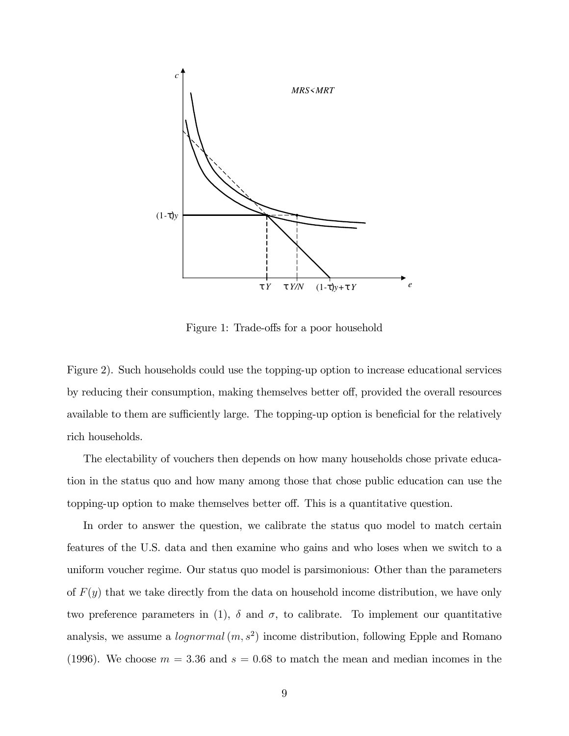Figure 1: Trade-offs for a poor household

Figure 2). Such households could use the topping-up option to increase educational services by reducing their consumption, making themselves better off, provided the overall resources available to them are sufficiently large. The topping-up option is beneficial for the relatively rich households.

The electability of vouchers then depends on how many households chose private education in the status quo and how many among those that chose public education can use the topping-up option to make themselves better off. This is a quantitative question.

In order to answer the question, we calibrate the status quo model to match certain features of the U.S. data and then examine who gains and who loses when we switch to a uniform voucher regime. Our status quo model is parsimonious: Other than the parameters of $F(y)$ that we take directly from the data on household income distribution, we have only two preference parameters in (1), $\delta$ and $\sigma$, to calibrate. To implement our quantitative analysis, we assume a $lognormal\,(m, s^2)$ income distribution, following Epple and Romano (1996). We choose $m = 3.36$ and $s = 0.68$ to match the mean and median incomes in the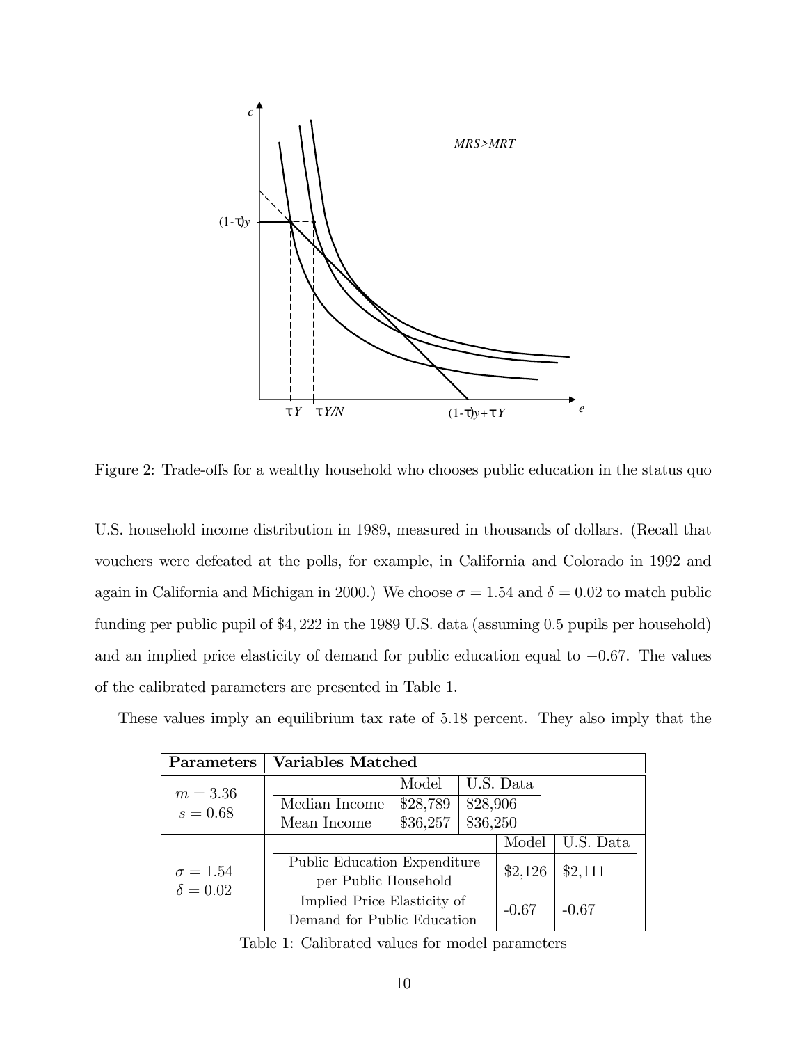Figure 2: Trade-offs for a wealthy household who chooses public education in the status quo

U.S. household income distribution in 1989, measured in thousands of dollars. (Recall that vouchers were defeated at the polls, for example, in California and Colorado in 1992 and again in California and Michigan in 2000.) We choose $\sigma = 1.54$ and $\delta = 0.02$ to match public funding per public pupil of \$4,222 in the 1989 U.S. data (assuming 0.5 pupils per household) and an implied price elasticity of demand for public education equal to $-0.67$. The values of the calibrated parameters are presented in Table 1.

These values imply an equilibrium tax rate of 5.18 percent. They also imply that the

| **Parameters** | **Variables Matched** | | |
|---|---|---|---|
| | | Model | U.S. Data |
| $m = 3.36$, $s = 0.68$ | Median Income | \$28,789 | \$28,906 |
| | Mean Income | \$36,257 | \$36,250 |
| | | Model | U.S. Data |
| $\sigma = 1.54$, $\delta = 0.02$ | Public Education Expenditure per Public Household | \$2,126 | \$2,111 |
| | Implied Price Elasticity of Demand for Public Education | -0.67 | -0.67 |

Table 1: Calibrated values for model parameters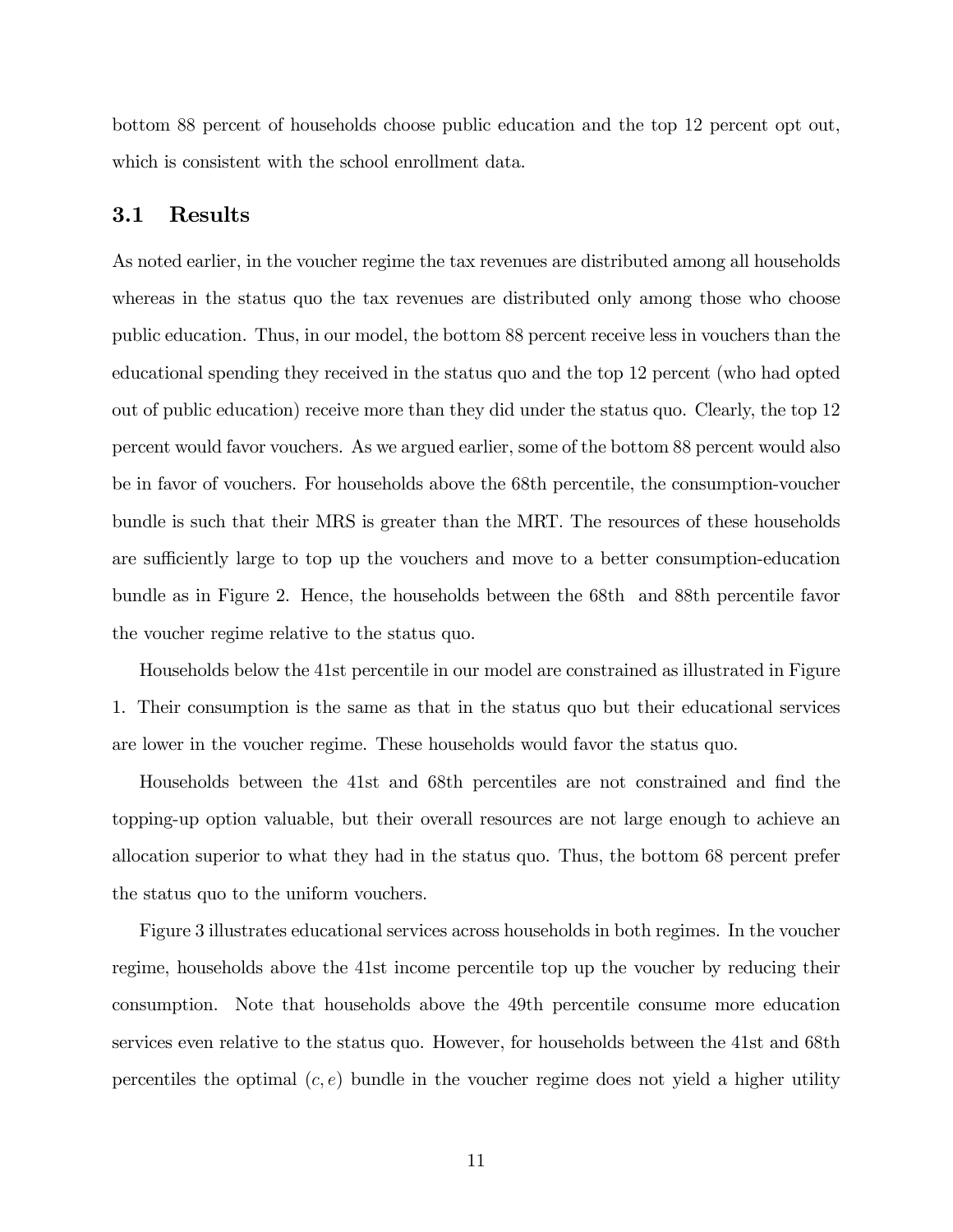bottom 88 percent of households choose public education and the top 12 percent opt out, which is consistent with the school enrollment data.

## 3.1 Results

As noted earlier, in the voucher regime the tax revenues are distributed among all households whereas in the status quo the tax revenues are distributed only among those who choose public education. Thus, in our model, the bottom 88 percent receive less in vouchers than the educational spending they received in the status quo and the top 12 percent (who had opted out of public education) receive more than they did under the status quo. Clearly, the top 12 percent would favor vouchers. As we argued earlier, some of the bottom 88 percent would also be in favor of vouchers. For households above the 68th percentile, the consumption-voucher bundle is such that their MRS is greater than the MRT. The resources of these households are sufficiently large to top up the vouchers and move to a better consumption-education bundle as in Figure 2. Hence, the households between the 68th and 88th percentile favor the voucher regime relative to the status quo.

Households below the 41st percentile in our model are constrained as illustrated in Figure 1. Their consumption is the same as that in the status quo but their educational services are lower in the voucher regime. These households would favor the status quo.

Households between the 41st and 68th percentiles are not constrained and find the topping-up option valuable, but their overall resources are not large enough to achieve an allocation superior to what they had in the status quo. Thus, the bottom 68 percent prefer the status quo to the uniform vouchers.

Figure 3 illustrates educational services across households in both regimes. In the voucher regime, households above the 41st income percentile top up the voucher by reducing their consumption. Note that households above the 49th percentile consume more education services even relative to the status quo. However, for households between the 41st and 68th percentiles the optimal $(c, e)$ bundle in the voucher regime does not yield a higher utility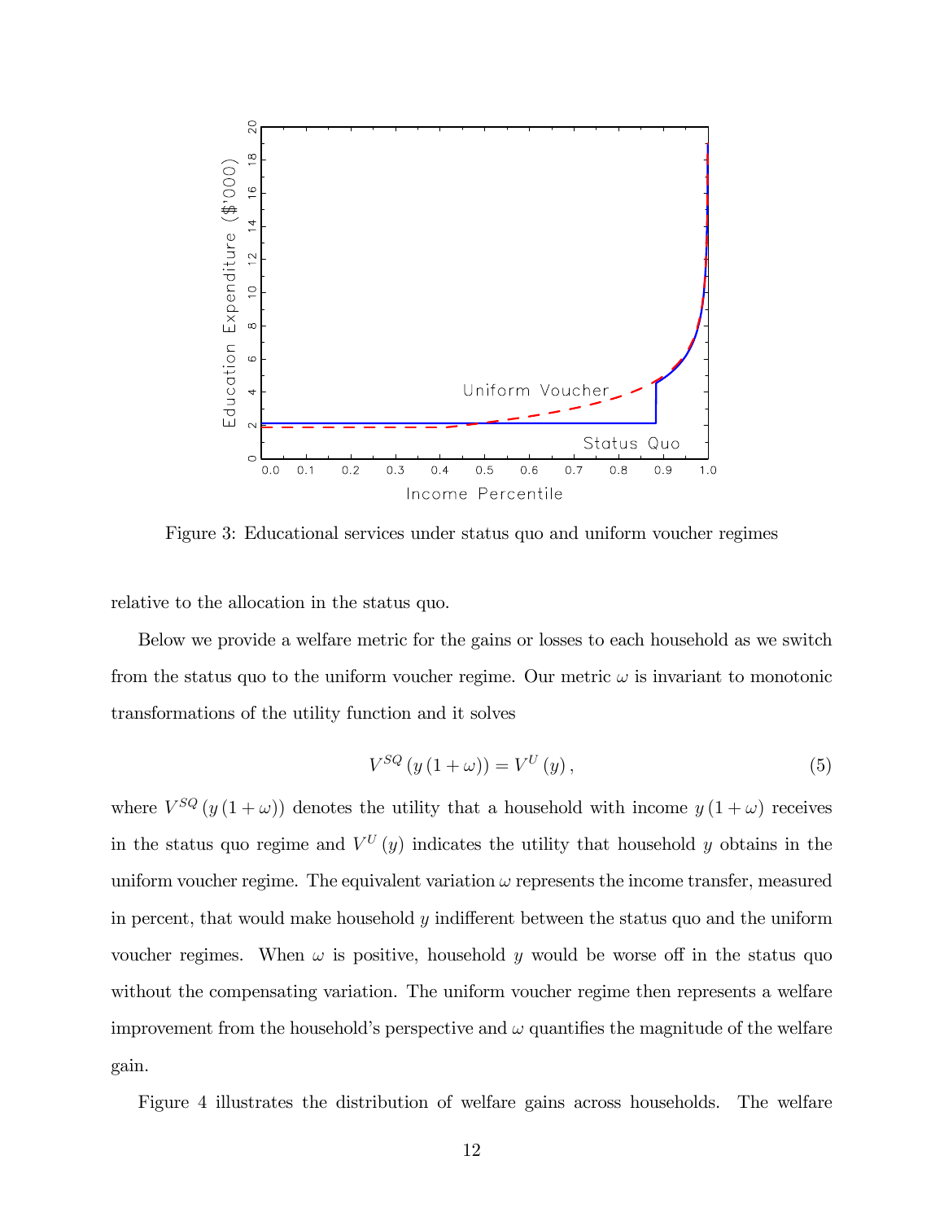Figure 3: Educational services under status quo and uniform voucher regimes

relative to the allocation in the status quo.

Below we provide a welfare metric for the gains or losses to each household as we switch from the status quo to the uniform voucher regime. Our metric $\omega$ is invariant to monotonic transformations of the utility function and it solves

$$V^{SQ}\left(y\left(1+\omega\right)\right) = V^{U}\left(y\right), \tag{5}$$

where $V^{SQ}\left(y\left(1+\omega\right)\right)$ denotes the utility that a household with income $y\left(1+\omega\right)$ receives in the status quo regime and $V^{U}\left(y\right)$ indicates the utility that household $y$ obtains in the uniform voucher regime. The equivalent variation $\omega$ represents the income transfer, measured in percent, that would make household $y$ indifferent between the status quo and the uniform voucher regimes. When $\omega$ is positive, household $y$ would be worse off in the status quo without the compensating variation. The uniform voucher regime then represents a welfare improvement from the household's perspective and $\omega$ quantifies the magnitude of the welfare gain.

Figure 4 illustrates the distribution of welfare gains across households. The welfare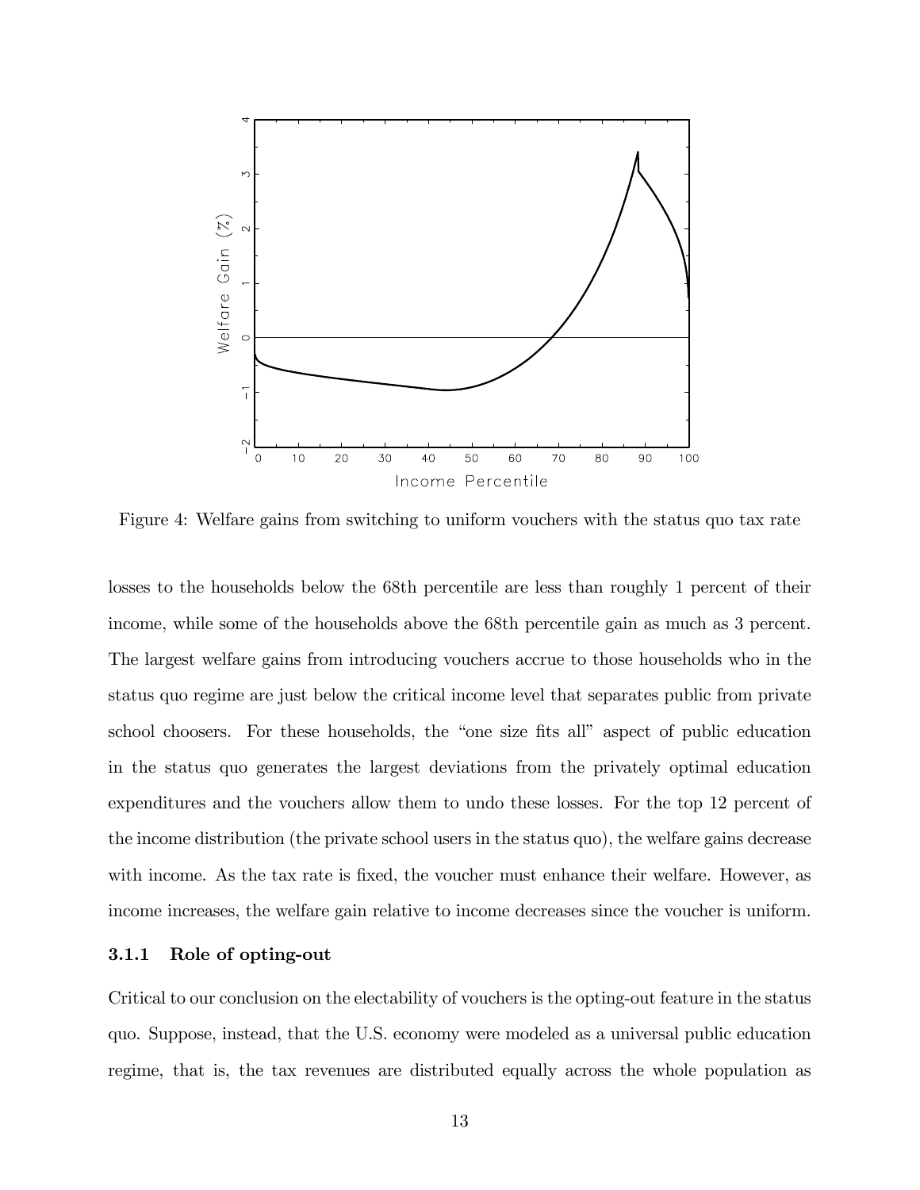Figure 4: Welfare gains from switching to uniform vouchers with the status quo tax rate

losses to the households below the 68th percentile are less than roughly 1 percent of their income, while some of the households above the 68th percentile gain as much as 3 percent. The largest welfare gains from introducing vouchers accrue to those households who in the status quo regime are just below the critical income level that separates public from private school choosers. For these households, the "one size fits all" aspect of public education in the status quo generates the largest deviations from the privately optimal education expenditures and the vouchers allow them to undo these losses. For the top 12 percent of the income distribution (the private school users in the status quo), the welfare gains decrease with income. As the tax rate is fixed, the voucher must enhance their welfare. However, as income increases, the welfare gain relative to income decreases since the voucher is uniform.

### 3.1.1 Role of opting-out

Critical to our conclusion on the electability of vouchers is the opting-out feature in the status quo. Suppose, instead, that the U.S. economy were modeled as a universal public education regime, that is, the tax revenues are distributed equally across the whole population as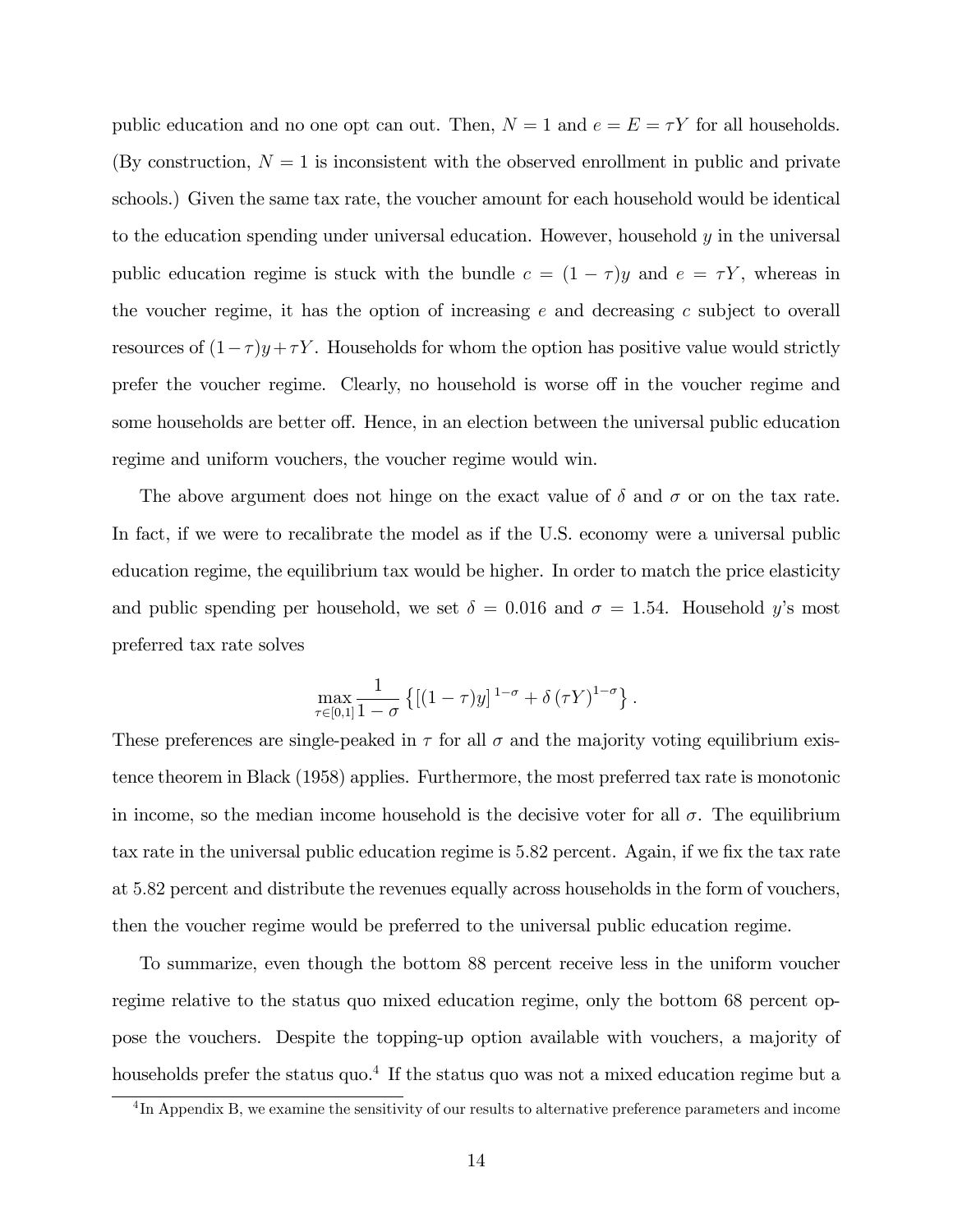public education and no one opt can out. Then, $N = 1$ and $e = E = \tau Y$ for all households. (By construction, $N = 1$ is inconsistent with the observed enrollment in public and private schools.) Given the same tax rate, the voucher amount for each household would be identical to the education spending under universal education. However, household $y$ in the universal public education regime is stuck with the bundle $c = (1 - \tau)y$ and $e = \tau Y$, whereas in the voucher regime, it has the option of increasing $e$ and decreasing $c$ subject to overall resources of $(1-\tau)y + \tau Y$. Households for whom the option has positive value would strictly prefer the voucher regime. Clearly, no household is worse off in the voucher regime and some households are better off. Hence, in an election between the universal public education regime and uniform vouchers, the voucher regime would win.

The above argument does not hinge on the exact value of $\delta$ and $\sigma$ or on the tax rate. In fact, if we were to recalibrate the model as if the U.S. economy were a universal public education regime, the equilibrium tax would be higher. In order to match the price elasticity and public spending per household, we set $\delta = 0.016$ and $\sigma = 1.54$. Household $y$'s most preferred tax rate solves

$$\max_{\tau \in [0,1]} \frac{1}{1-\sigma} \left\{ [(1-\tau)y]^{1-\sigma} + \delta \left(\tau Y\right)^{1-\sigma} \right\}.$$

These preferences are single-peaked in $\tau$ for all $\sigma$ and the majority voting equilibrium existence theorem in Black (1958) applies. Furthermore, the most preferred tax rate is monotonic in income, so the median income household is the decisive voter for all $\sigma$. The equilibrium tax rate in the universal public education regime is 5.82 percent. Again, if we fix the tax rate at 5.82 percent and distribute the revenues equally across households in the form of vouchers, then the voucher regime would be preferred to the universal public education regime.

To summarize, even though the bottom 88 percent receive less in the uniform voucher regime relative to the status quo mixed education regime, only the bottom 68 percent oppose the vouchers. Despite the topping-up option available with vouchers, a majority of households prefer the status quo.[4] If the status quo was not a mixed education regime but a

[4] In Appendix B, we examine the sensitivity of our results to alternative preference parameters and income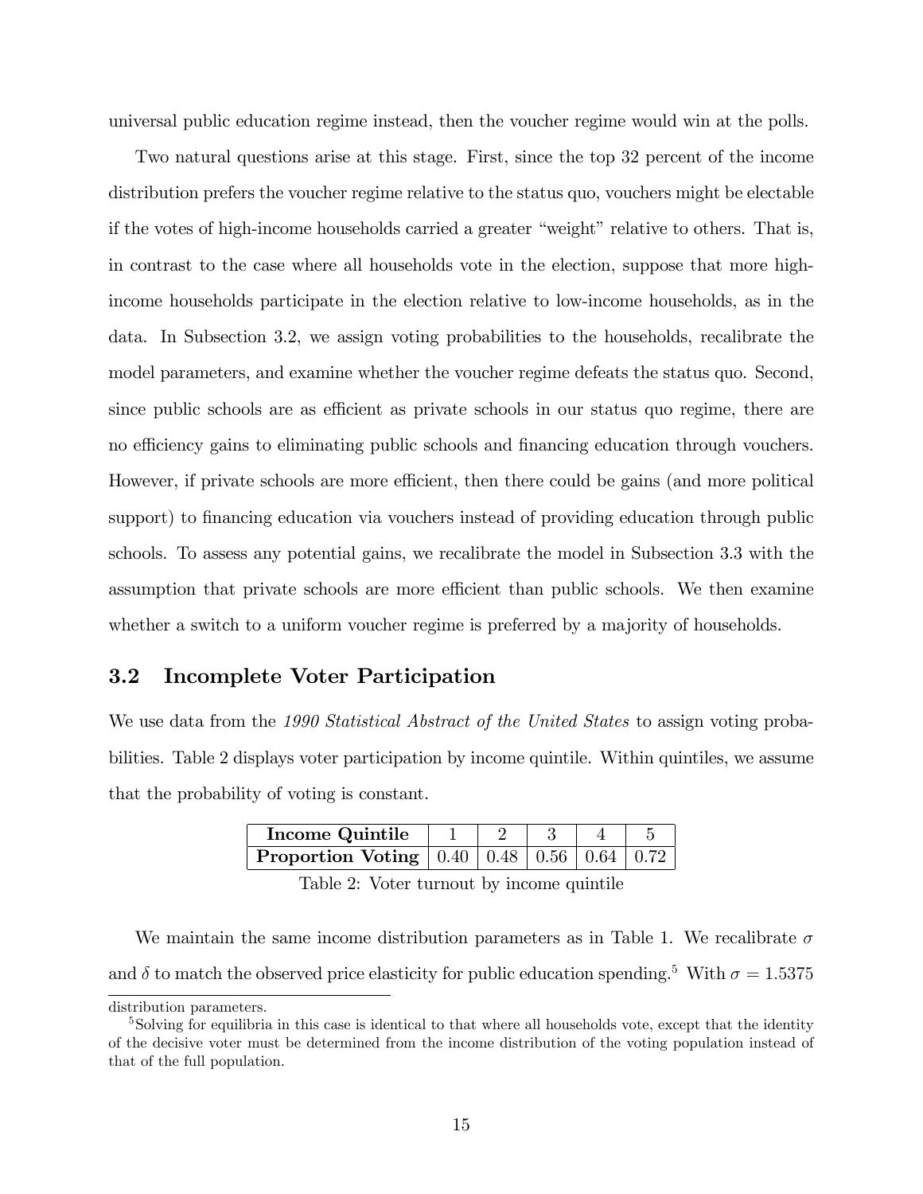universal public education regime instead, then the voucher regime would win at the polls.

Two natural questions arise at this stage. First, since the top 32 percent of the income distribution prefers the voucher regime relative to the status quo, vouchers might be electable if the votes of high-income households carried a greater "weight" relative to others. That is, in contrast to the case where all households vote in the election, suppose that more high-income households participate in the election relative to low-income households, as in the data. In Subsection 3.2, we assign voting probabilities to the households, recalibrate the model parameters, and examine whether the voucher regime defeats the status quo. Second, since public schools are as efficient as private schools in our status quo regime, there are no efficiency gains to eliminating public schools and financing education through vouchers. However, if private schools are more efficient, then there could be gains (and more political support) to financing education via vouchers instead of providing education through public schools. To assess any potential gains, we recalibrate the model in Subsection 3.3 with the assumption that private schools are more efficient than public schools. We then examine whether a switch to a uniform voucher regime is preferred by a majority of households.

## 3.2 Incomplete Voter Participation

We use data from the *1990 Statistical Abstract of the United States* to assign voting probabilities. Table 2 displays voter participation by income quintile. Within quintiles, we assume that the probability of voting is constant.

| **Income Quintile** | 1 | 2 | 3 | 4 | 5 |
|---|---|---|---|---|---|
| **Proportion Voting** | 0.40 | 0.48 | 0.56 | 0.64 | 0.72 |

Table 2: Voter turnout by income quintile

We maintain the same income distribution parameters as in Table 1. We recalibrate $\sigma$ and $\delta$ to match the observed price elasticity for public education spending.[5] With $\sigma = 1.5375$

distribution parameters.

[5] Solving for equilibria in this case is identical to that where all households vote, except that the identity of the decisive voter must be determined from the income distribution of the voting population instead of that of the full population.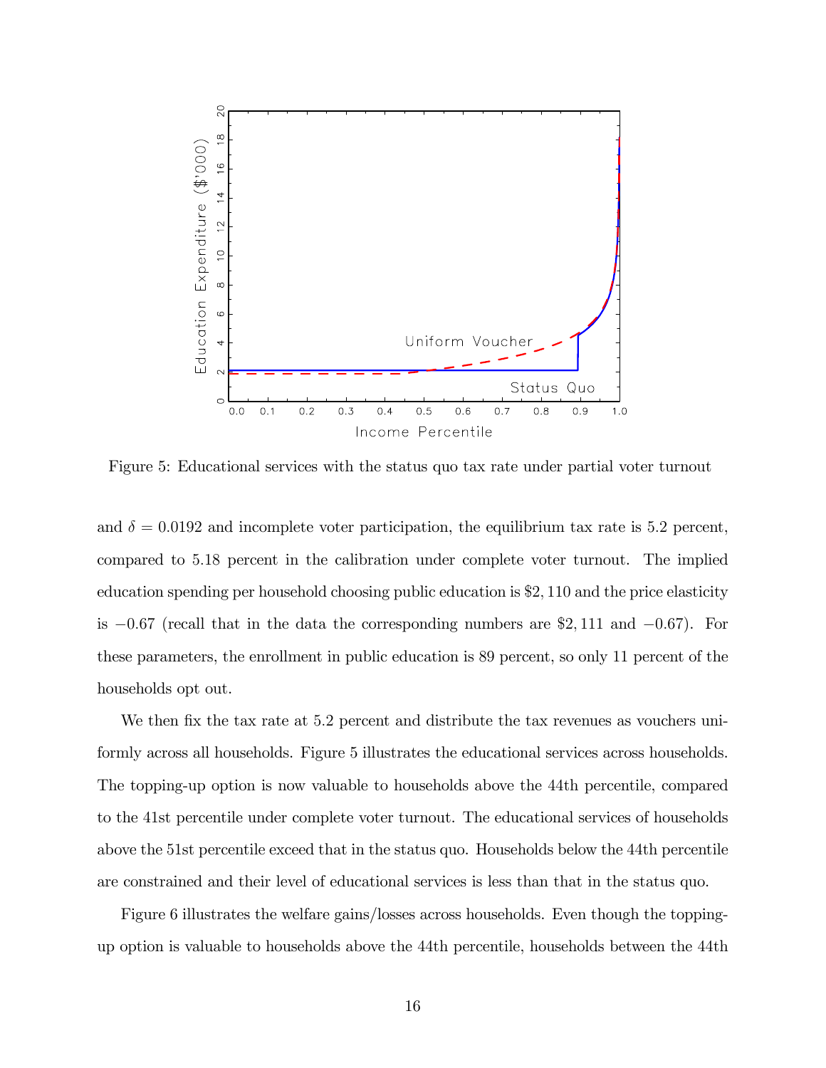Figure 5: Educational services with the status quo tax rate under partial voter turnout

and $\delta = 0.0192$ and incomplete voter participation, the equilibrium tax rate is 5.2 percent, compared to 5.18 percent in the calibration under complete voter turnout. The implied education spending per household choosing public education is \$2,110 and the price elasticity is $-0.67$ (recall that in the data the corresponding numbers are \$2,111 and $-0.67$). For these parameters, the enrollment in public education is 89 percent, so only 11 percent of the households opt out.

We then fix the tax rate at 5.2 percent and distribute the tax revenues as vouchers uniformly across all households. Figure 5 illustrates the educational services across households. The topping-up option is now valuable to households above the 44th percentile, compared to the 41st percentile under complete voter turnout. The educational services of households above the 51st percentile exceed that in the status quo. Households below the 44th percentile are constrained and their level of educational services is less than that in the status quo.

Figure 6 illustrates the welfare gains/losses across households. Even though the topping-up option is valuable to households above the 44th percentile, households between the 44th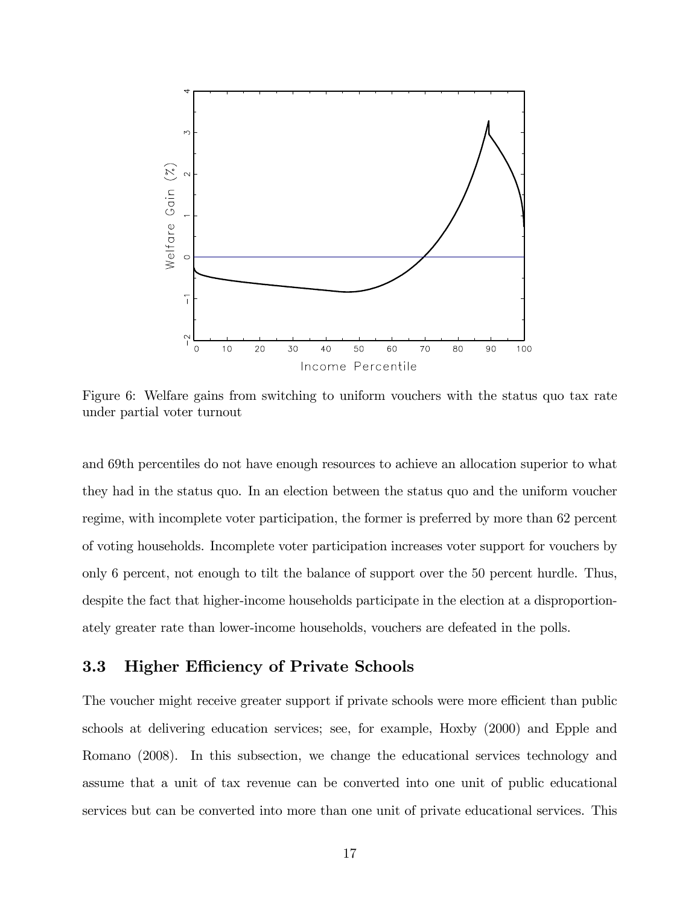Figure 6: Welfare gains from switching to uniform vouchers with the status quo tax rate under partial voter turnout

and 69th percentiles do not have enough resources to achieve an allocation superior to what they had in the status quo. In an election between the status quo and the uniform voucher regime, with incomplete voter participation, the former is preferred by more than 62 percent of voting households. Incomplete voter participation increases voter support for vouchers by only 6 percent, not enough to tilt the balance of support over the 50 percent hurdle. Thus, despite the fact that higher-income households participate in the election at a disproportionately greater rate than lower-income households, vouchers are defeated in the polls.

### 3.3 Higher Efficiency of Private Schools

The voucher might receive greater support if private schools were more efficient than public schools at delivering education services; see, for example, Hoxby (2000) and Epple and Romano (2008). In this subsection, we change the educational services technology and assume that a unit of tax revenue can be converted into one unit of public educational services but can be converted into more than one unit of private educational services. This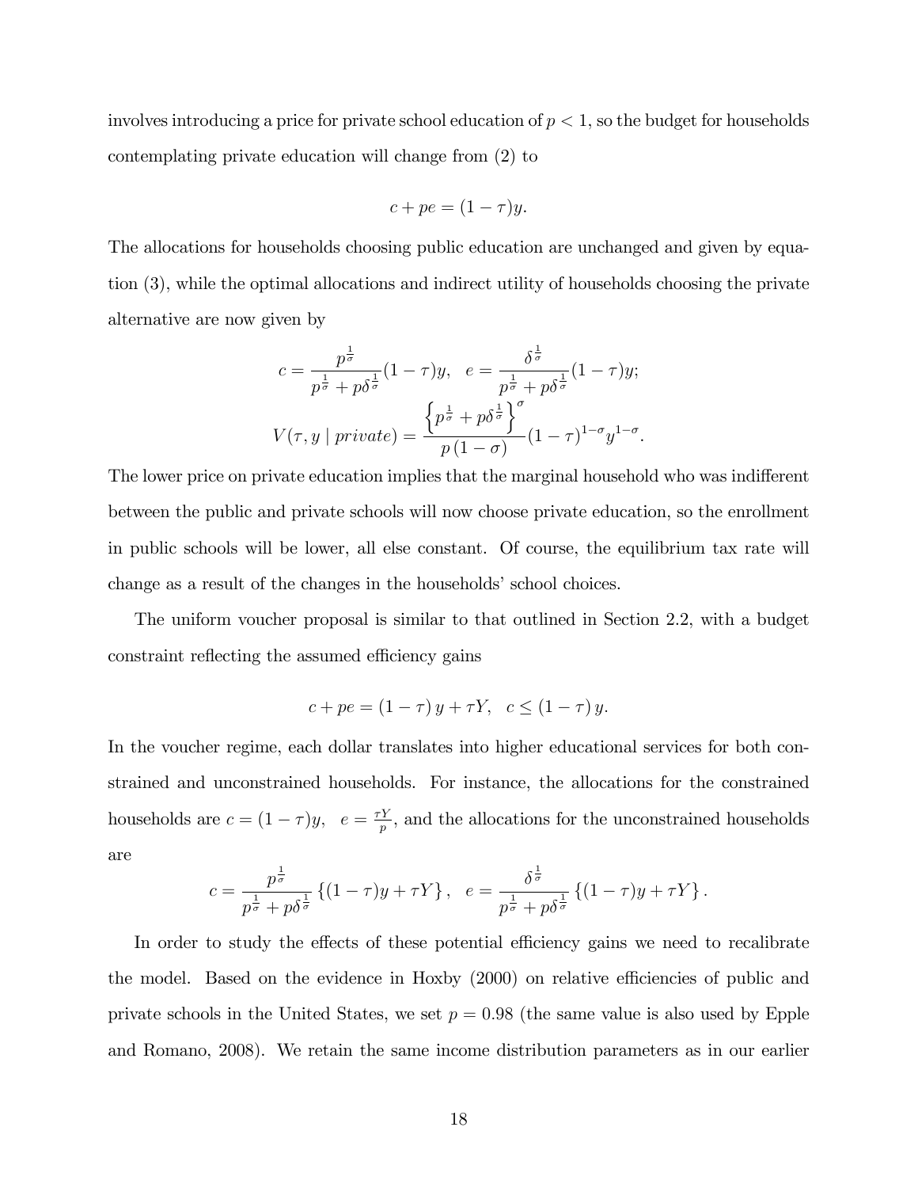involves introducing a price for private school education of $p < 1$, so the budget for households contemplating private education will change from (2) to

$$c + pe = (1 - \tau)y.$$

The allocations for households choosing public education are unchanged and given by equation (3), while the optimal allocations and indirect utility of households choosing the private alternative are now given by

$$c = \frac{p^{\frac{1}{\sigma}}}{p^{\frac{1}{\sigma}} + p\delta^{\frac{1}{\sigma}}}(1-\tau)y, \quad e = \frac{\delta^{\frac{1}{\sigma}}}{p^{\frac{1}{\sigma}} + p\delta^{\frac{1}{\sigma}}}(1-\tau)y;$$

$$V(\tau, y \mid private) = \frac{\left\{p^{\frac{1}{\sigma}} + p\delta^{\frac{1}{\sigma}}\right\}^{\sigma}}{p\,(1-\sigma)}(1-\tau)^{1-\sigma}y^{1-\sigma}.$$

The lower price on private education implies that the marginal household who was indifferent between the public and private schools will now choose private education, so the enrollment in public schools will be lower, all else constant. Of course, the equilibrium tax rate will change as a result of the changes in the households' school choices.

The uniform voucher proposal is similar to that outlined in Section 2.2, with a budget constraint reflecting the assumed efficiency gains

$$c + pe = (1-\tau)\,y + \tau Y, \quad c \leq (1-\tau)\,y.$$

In the voucher regime, each dollar translates into higher educational services for both constrained and unconstrained households. For instance, the allocations for the constrained households are $c = (1-\tau)y, \quad e = \frac{\tau Y}{p}$, and the allocations for the unconstrained households are

$$c = \frac{p^{\frac{1}{\sigma}}}{p^{\frac{1}{\sigma}} + p\delta^{\frac{1}{\sigma}}}\left\{(1-\tau)y + \tau Y\right\}, \quad e = \frac{\delta^{\frac{1}{\sigma}}}{p^{\frac{1}{\sigma}} + p\delta^{\frac{1}{\sigma}}}\left\{(1-\tau)y + \tau Y\right\}.$$

In order to study the effects of these potential efficiency gains we need to recalibrate the model. Based on the evidence in Hoxby (2000) on relative efficiencies of public and private schools in the United States, we set $p = 0.98$ (the same value is also used by Epple and Romano, 2008). We retain the same income distribution parameters as in our earlier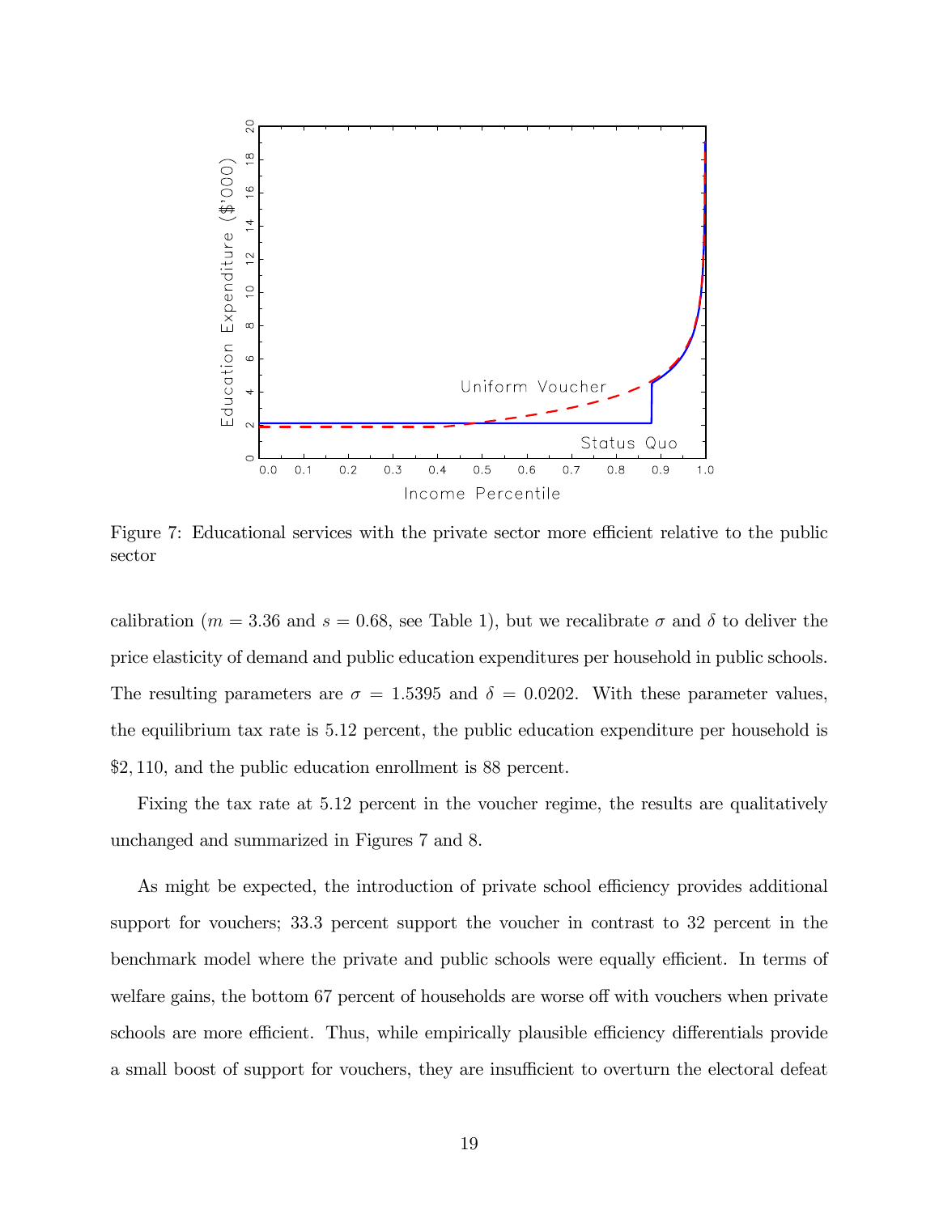Figure 7: Educational services with the private sector more efficient relative to the public sector

calibration ($m = 3.36$ and $s = 0.68$, see Table 1), but we recalibrate $\sigma$ and $\delta$ to deliver the price elasticity of demand and public education expenditures per household in public schools. The resulting parameters are $\sigma = 1.5395$ and $\delta = 0.0202$. With these parameter values, the equilibrium tax rate is 5.12 percent, the public education expenditure per household is $\$2,110$, and the public education enrollment is 88 percent.

Fixing the tax rate at 5.12 percent in the voucher regime, the results are qualitatively unchanged and summarized in Figures 7 and 8.

As might be expected, the introduction of private school efficiency provides additional support for vouchers; 33.3 percent support the voucher in contrast to 32 percent in the benchmark model where the private and public schools were equally efficient. In terms of welfare gains, the bottom 67 percent of households are worse off with vouchers when private schools are more efficient. Thus, while empirically plausible efficiency differentials provide a small boost of support for vouchers, they are insufficient to overturn the electoral defeat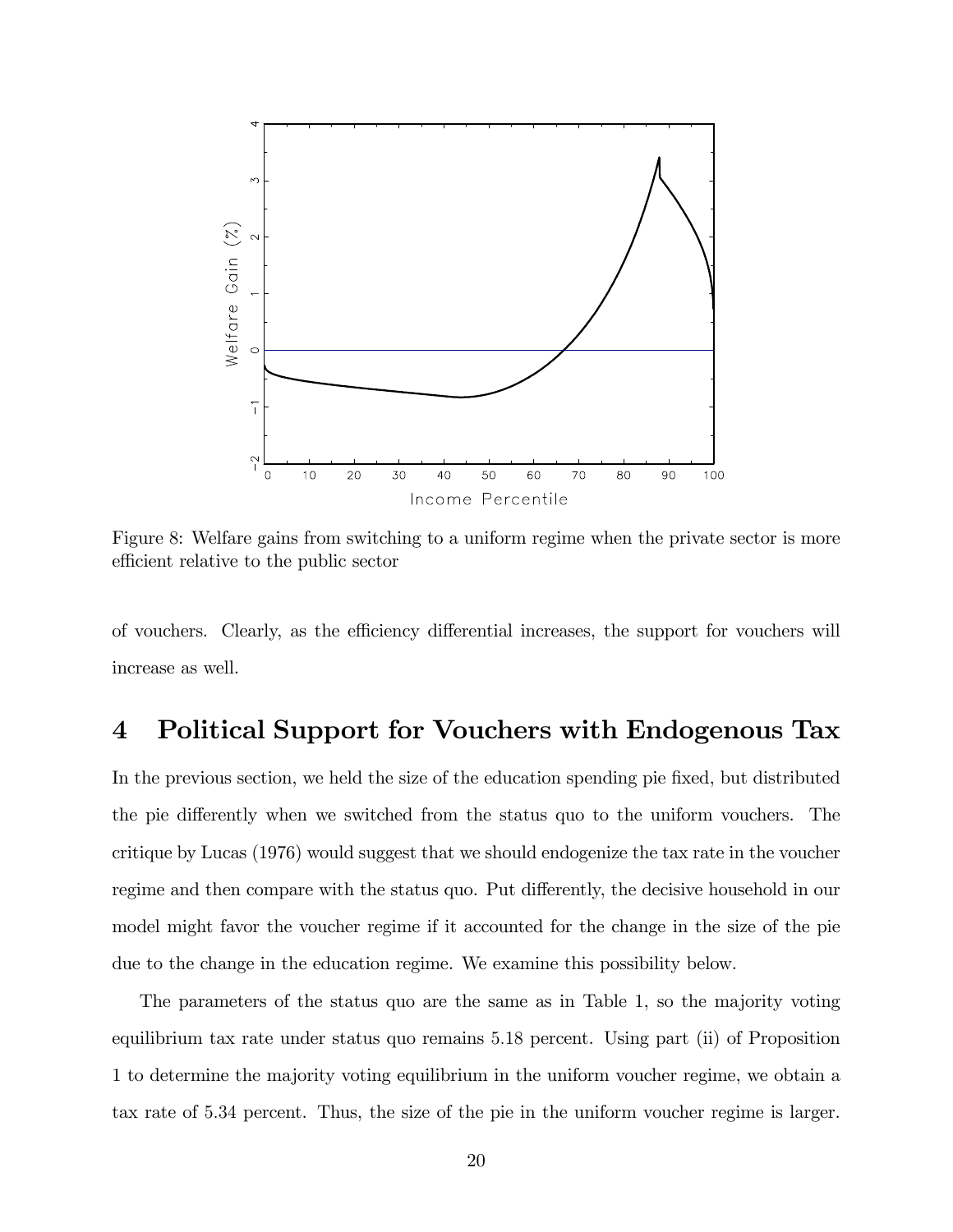Figure 8: Welfare gains from switching to a uniform regime when the private sector is more efficient relative to the public sector

of vouchers. Clearly, as the efficiency differential increases, the support for vouchers will increase as well.

# 4 Political Support for Vouchers with Endogenous Tax

In the previous section, we held the size of the education spending pie fixed, but distributed the pie differently when we switched from the status quo to the uniform vouchers. The critique by Lucas (1976) would suggest that we should endogenize the tax rate in the voucher regime and then compare with the status quo. Put differently, the decisive household in our model might favor the voucher regime if it accounted for the change in the size of the pie due to the change in the education regime. We examine this possibility below.

The parameters of the status quo are the same as in Table 1, so the majority voting equilibrium tax rate under status quo remains 5.18 percent. Using part (ii) of Proposition 1 to determine the majority voting equilibrium in the uniform voucher regime, we obtain a tax rate of 5.34 percent. Thus, the size of the pie in the uniform voucher regime is larger.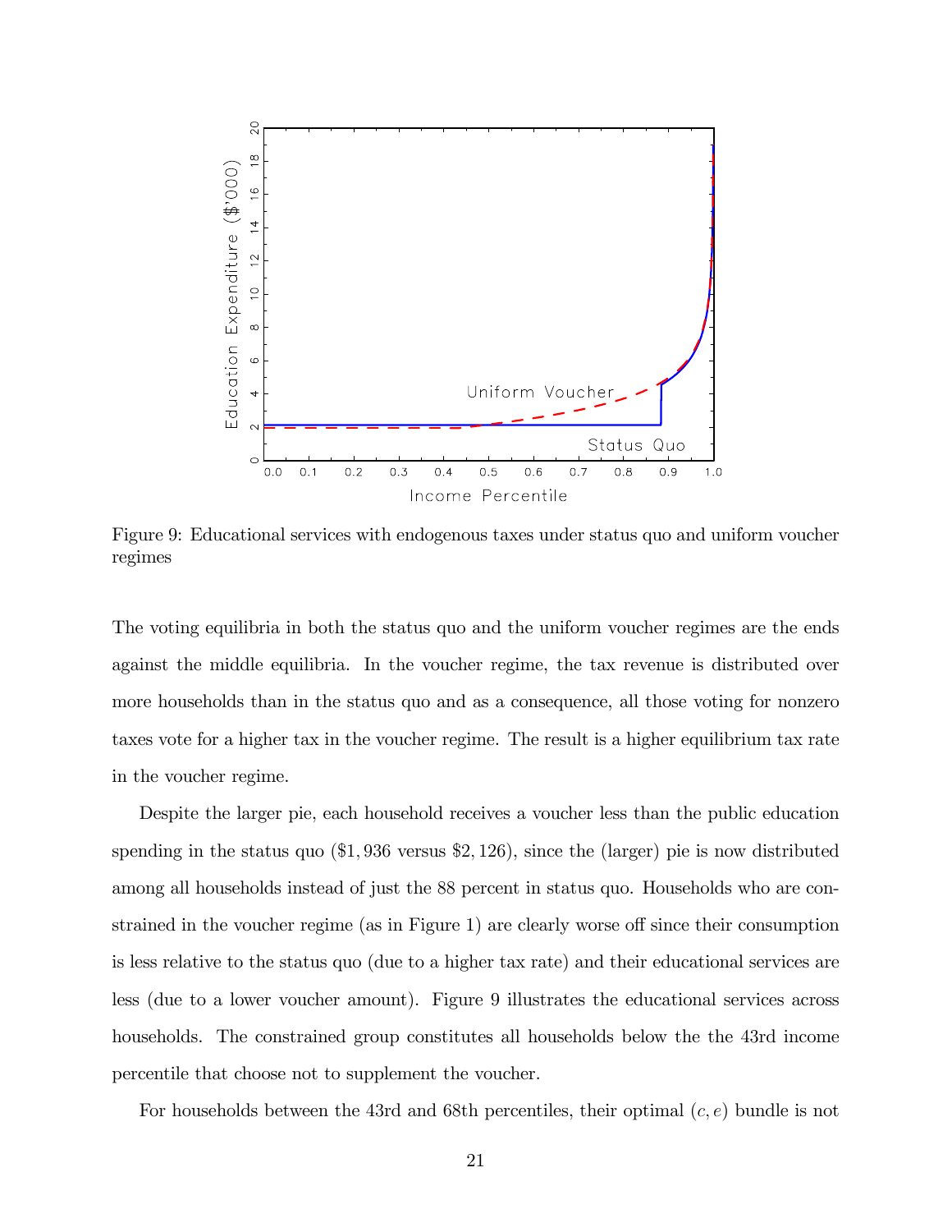Figure 9: Educational services with endogenous taxes under status quo and uniform voucher regimes

The voting equilibria in both the status quo and the uniform voucher regimes are the ends against the middle equilibria. In the voucher regime, the tax revenue is distributed over more households than in the status quo and as a consequence, all those voting for nonzero taxes vote for a higher tax in the voucher regime. The result is a higher equilibrium tax rate in the voucher regime.

Despite the larger pie, each household receives a voucher less than the public education spending in the status quo ($1,936 versus $2,126), since the (larger) pie is now distributed among all households instead of just the 88 percent in status quo. Households who are constrained in the voucher regime (as in Figure 1) are clearly worse off since their consumption is less relative to the status quo (due to a higher tax rate) and their educational services are less (due to a lower voucher amount). Figure 9 illustrates the educational services across households. The constrained group constitutes all households below the the 43rd income percentile that choose not to supplement the voucher.

For households between the 43rd and 68th percentiles, their optimal $(c, e)$ bundle is not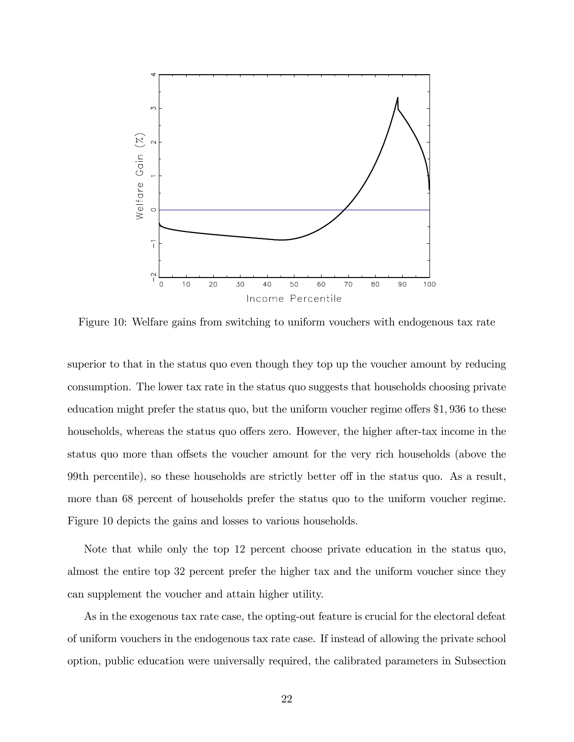Figure 10: Welfare gains from switching to uniform vouchers with endogenous tax rate

superior to that in the status quo even though they top up the voucher amount by reducing consumption. The lower tax rate in the status quo suggests that households choosing private education might prefer the status quo, but the uniform voucher regime offers \$1,936 to these households, whereas the status quo offers zero. However, the higher after-tax income in the status quo more than offsets the voucher amount for the very rich households (above the 99th percentile), so these households are strictly better off in the status quo. As a result, more than 68 percent of households prefer the status quo to the uniform voucher regime. Figure 10 depicts the gains and losses to various households.

Note that while only the top 12 percent choose private education in the status quo, almost the entire top 32 percent prefer the higher tax and the uniform voucher since they can supplement the voucher and attain higher utility.

As in the exogenous tax rate case, the opting-out feature is crucial for the electoral defeat of uniform vouchers in the endogenous tax rate case. If instead of allowing the private school option, public education were universally required, the calibrated parameters in Subsection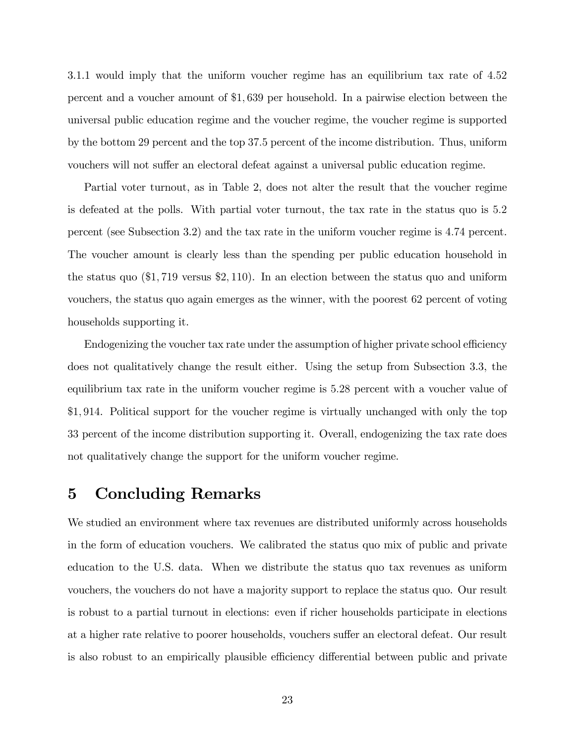3.1.1 would imply that the uniform voucher regime has an equilibrium tax rate of 4.52 percent and a voucher amount of $1,639 per household. In a pairwise election between the universal public education regime and the voucher regime, the voucher regime is supported by the bottom 29 percent and the top 37.5 percent of the income distribution. Thus, uniform vouchers will not suffer an electoral defeat against a universal public education regime.

Partial voter turnout, as in Table 2, does not alter the result that the voucher regime is defeated at the polls. With partial voter turnout, the tax rate in the status quo is 5.2 percent (see Subsection 3.2) and the tax rate in the uniform voucher regime is 4.74 percent. The voucher amount is clearly less than the spending per public education household in the status quo ($1,719 versus $2,110). In an election between the status quo and uniform vouchers, the status quo again emerges as the winner, with the poorest 62 percent of voting households supporting it.

Endogenizing the voucher tax rate under the assumption of higher private school efficiency does not qualitatively change the result either. Using the setup from Subsection 3.3, the equilibrium tax rate in the uniform voucher regime is 5.28 percent with a voucher value of $1,914. Political support for the voucher regime is virtually unchanged with only the top 33 percent of the income distribution supporting it. Overall, endogenizing the tax rate does not qualitatively change the support for the uniform voucher regime.

# 5 Concluding Remarks

We studied an environment where tax revenues are distributed uniformly across households in the form of education vouchers. We calibrated the status quo mix of public and private education to the U.S. data. When we distribute the status quo tax revenues as uniform vouchers, the vouchers do not have a majority support to replace the status quo. Our result is robust to a partial turnout in elections: even if richer households participate in elections at a higher rate relative to poorer households, vouchers suffer an electoral defeat. Our result is also robust to an empirically plausible efficiency differential between public and private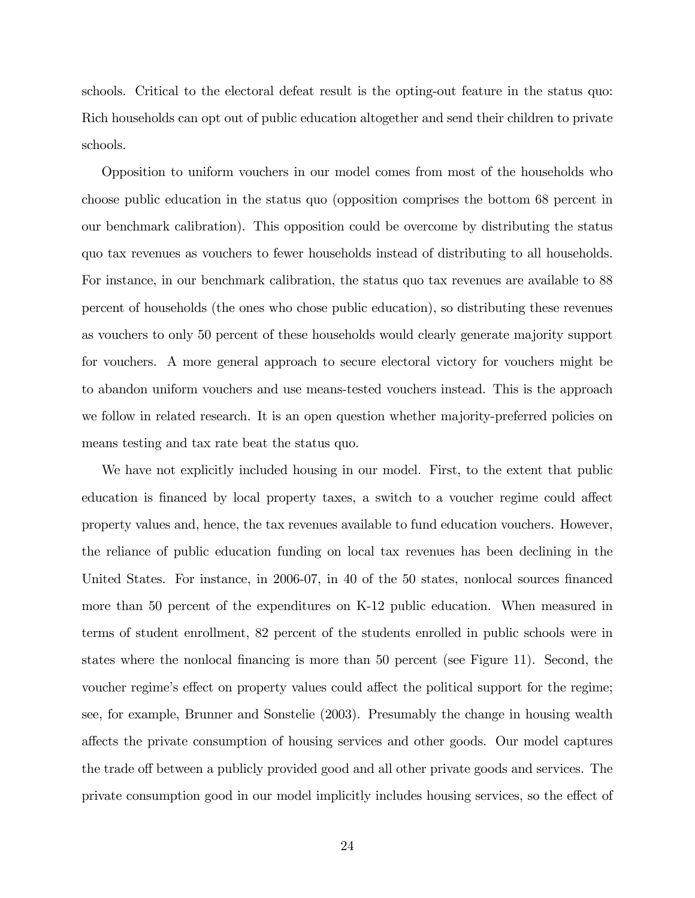schools. Critical to the electoral defeat result is the opting-out feature in the status quo: Rich households can opt out of public education altogether and send their children to private schools.

Opposition to uniform vouchers in our model comes from most of the households who choose public education in the status quo (opposition comprises the bottom 68 percent in our benchmark calibration). This opposition could be overcome by distributing the status quo tax revenues as vouchers to fewer households instead of distributing to all households. For instance, in our benchmark calibration, the status quo tax revenues are available to 88 percent of households (the ones who chose public education), so distributing these revenues as vouchers to only 50 percent of these households would clearly generate majority support for vouchers. A more general approach to secure electoral victory for vouchers might be to abandon uniform vouchers and use means-tested vouchers instead. This is the approach we follow in related research. It is an open question whether majority-preferred policies on means testing and tax rate beat the status quo.

We have not explicitly included housing in our model. First, to the extent that public education is financed by local property taxes, a switch to a voucher regime could affect property values and, hence, the tax revenues available to fund education vouchers. However, the reliance of public education funding on local tax revenues has been declining in the United States. For instance, in 2006-07, in 40 of the 50 states, nonlocal sources financed more than 50 percent of the expenditures on K-12 public education. When measured in terms of student enrollment, 82 percent of the students enrolled in public schools were in states where the nonlocal financing is more than 50 percent (see Figure 11). Second, the voucher regime's effect on property values could affect the political support for the regime; see, for example, Brunner and Sonstelie (2003). Presumably the change in housing wealth affects the private consumption of housing services and other goods. Our model captures the trade off between a publicly provided good and all other private goods and services. The private consumption good in our model implicitly includes housing services, so the effect of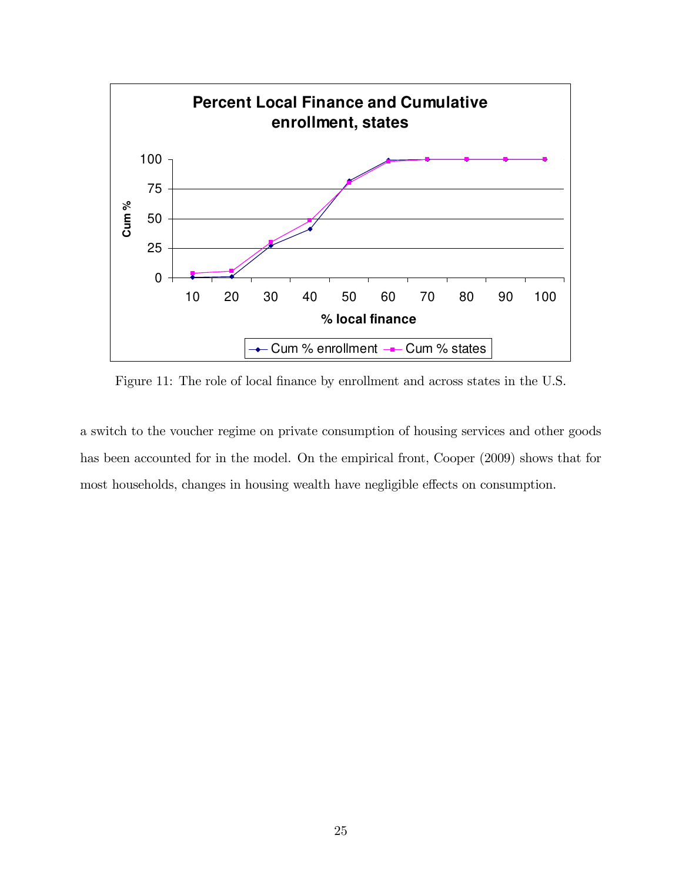Figure 11: The role of local finance by enrollment and across states in the U.S.

a switch to the voucher regime on private consumption of housing services and other goods has been accounted for in the model. On the empirical front, Cooper (2009) shows that for most households, changes in housing wealth have negligible effects on consumption.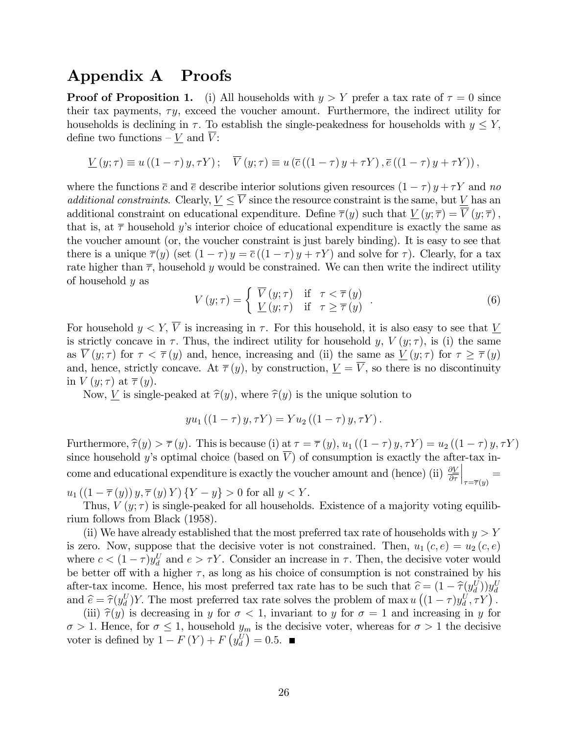# Appendix A Proofs

**Proof of Proposition 1.** (i) All households with $y > Y$ prefer a tax rate of $\tau = 0$ since their tax payments, $\tau y$, exceed the voucher amount. Furthermore, the indirect utility for households is declining in $\tau$. To establish the single-peakedness for households with $y \leq Y$, define two functions – $\underline{V}$ and $\overline{V}$:

$$\underline{V}(y;\tau) \equiv u((1-\tau)y, \tau Y); \quad \overline{V}(y;\tau) \equiv u(\overline{c}((1-\tau)y + \tau Y), \overline{e}((1-\tau)y + \tau Y)),$$

where the functions $\overline{c}$ and $\overline{e}$ describe interior solutions given resources $(1-\tau)y + \tau Y$ and *no additional constraints*. Clearly, $\underline{V} \leq \overline{V}$ since the resource constraint is the same, but $\underline{V}$ has an additional constraint on educational expenditure. Define $\overline{\tau}(y)$ such that $\underline{V}(y;\overline{\tau}) = \overline{V}(y;\overline{\tau})$, that is, at $\overline{\tau}$ household $y$'s interior choice of educational expenditure is exactly the same as the voucher amount (or, the voucher constraint is just barely binding). It is easy to see that there is a unique $\overline{\tau}(y)$ (set $(1-\tau)y = \overline{c}((1-\tau)y + \tau Y)$ and solve for $\tau$). Clearly, for a tax rate higher than $\overline{\tau}$, household $y$ would be constrained. We can then write the indirect utility of household $y$ as

$$V(y;\tau) = \begin{cases} \overline{V}(y;\tau) & \text{if} \quad \tau < \overline{\tau}(y) \\ \underline{V}(y;\tau) & \text{if} \quad \tau \geq \overline{\tau}(y) \end{cases}. \tag{6}$$

For household $y < Y$, $\overline{V}$ is increasing in $\tau$. For this household, it is also easy to see that $\underline{V}$ is strictly concave in $\tau$. Thus, the indirect utility for household $y$, $V(y;\tau)$, is (i) the same as $\overline{V}(y;\tau)$ for $\tau < \overline{\tau}(y)$ and, hence, increasing and (ii) the same as $\underline{V}(y;\tau)$ for $\tau \geq \overline{\tau}(y)$ and, hence, strictly concave. At $\overline{\tau}(y)$, by construction, $\underline{V} = \overline{V}$, so there is no discontinuity in $V(y;\tau)$ at $\overline{\tau}(y)$.

Now, $\underline{V}$ is single-peaked at $\widehat{\tau}(y)$, where $\widehat{\tau}(y)$ is the unique solution to

$$yu_1((1-\tau)y, \tau Y) = Yu_2((1-\tau)y, \tau Y).$$

Furthermore, $\widehat{\tau}(y) > \overline{\tau}(y)$. This is because (i) at $\tau = \overline{\tau}(y)$, $u_1((1-\tau)y, \tau Y) = u_2((1-\tau)y, \tau Y)$ since household $y$'s optimal choice (based on $\overline{V}$) of consumption is exactly the after-tax income and educational expenditure is exactly the voucher amount and (hence) (ii) $\left.\frac{\partial \underline{V}}{\partial \tau}\right|_{\tau=\overline{\tau}(y)} = u_1((1-\overline{\tau}(y))y, \overline{\tau}(y)Y)\{Y - y\} > 0$ for all $y < Y$.

Thus, $V(y;\tau)$ is single-peaked for all households. Existence of a majority voting equilibrium follows from Black (1958).

(ii) We have already established that the most preferred tax rate of households with $y > Y$ is zero. Now, suppose that the decisive voter is not constrained. Then, $u_1(c,e) = u_2(c,e)$ where $c < (1-\tau)y_d^U$ and $e > \tau Y$. Consider an increase in $\tau$. Then, the decisive voter would be better off with a higher $\tau$, as long as his choice of consumption is not constrained by his after-tax income. Hence, his most preferred tax rate has to be such that $\widehat{c} = (1-\widehat{\tau}(y_d^U))y_d^U$ and $\widehat{e} = \widehat{\tau}(y_d^U)Y$. The most preferred tax rate solves the problem of $\max u\left((1-\tau)y_d^U, \tau Y\right)$.

(iii) $\widehat{\tau}(y)$ is decreasing in $y$ for $\sigma < 1$, invariant to $y$ for $\sigma = 1$ and increasing in $y$ for $\sigma > 1$. Hence, for $\sigma \leq 1$, household $y_m$ is the decisive voter, whereas for $\sigma > 1$ the decisive voter is defined by $1 - F(Y) + F\left(y_d^U\right) = 0.5$. ■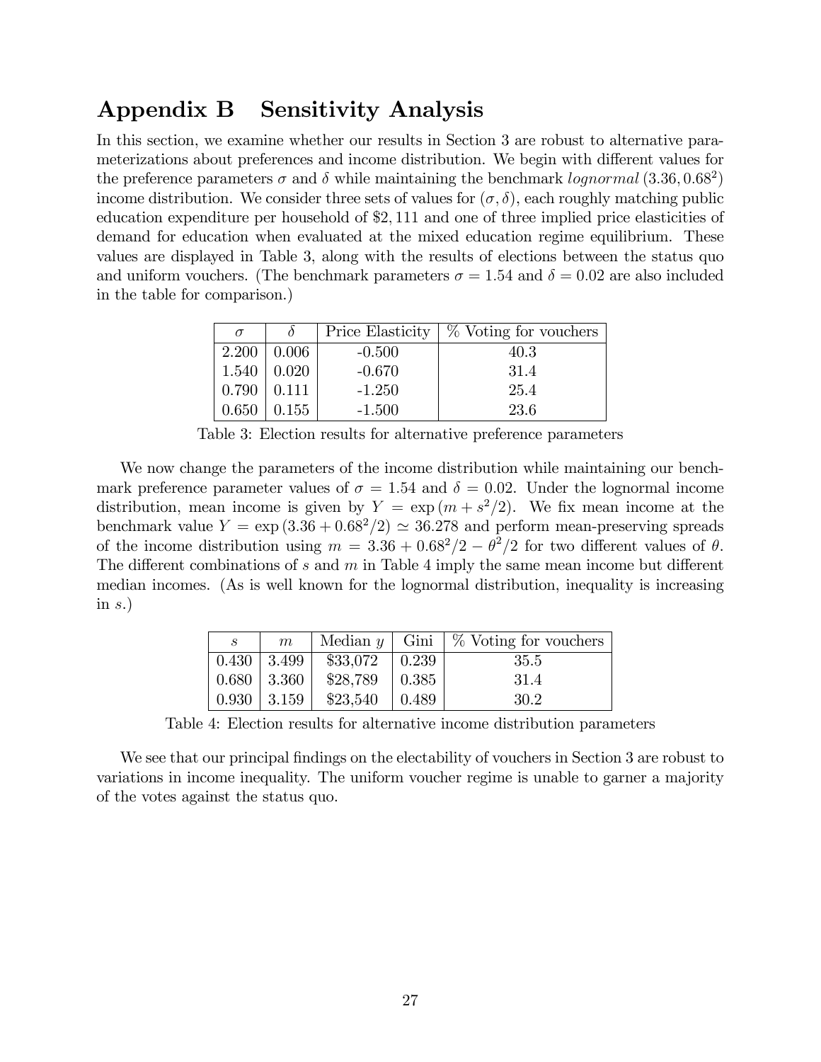# Appendix B Sensitivity Analysis

In this section, we examine whether our results in Section 3 are robust to alternative parameterizations about preferences and income distribution. We begin with different values for the preference parameters $\sigma$ and $\delta$ while maintaining the benchmark *lognormal* $(3.36, 0.68^2)$ income distribution. We consider three sets of values for $(\sigma, \delta)$, each roughly matching public education expenditure per household of \$2,111 and one of three implied price elasticities of demand for education when evaluated at the mixed education regime equilibrium. These values are displayed in Table 3, along with the results of elections between the status quo and uniform vouchers. (The benchmark parameters $\sigma = 1.54$ and $\delta = 0.02$ are also included in the table for comparison.)

| $\sigma$ | $\delta$ | Price Elasticity | % Voting for vouchers |
|---|---|---|---|
| 2.200 | 0.006 | -0.500 | 40.3 |
| 1.540 | 0.020 | -0.670 | 31.4 |
| 0.790 | 0.111 | -1.250 | 25.4 |
| 0.650 | 0.155 | -1.500 | 23.6 |

Table 3: Election results for alternative preference parameters

We now change the parameters of the income distribution while maintaining our benchmark preference parameter values of $\sigma = 1.54$ and $\delta = 0.02$. Under the lognormal income distribution, mean income is given by $Y = \exp(m + s^2/2)$. We fix mean income at the benchmark value $Y = \exp(3.36 + 0.68^2/2) \simeq 36.278$ and perform mean-preserving spreads of the income distribution using $m = 3.36 + 0.68^2/2 - \theta^2/2$ for two different values of $\theta$. The different combinations of $s$ and $m$ in Table 4 imply the same mean income but different median incomes. (As is well known for the lognormal distribution, inequality is increasing in $s$.)

| $s$ | $m$ | Median $y$ | Gini | % Voting for vouchers |
|---|---|---|---|---|
| 0.430 | 3.499 | \$33,072 | 0.239 | 35.5 |
| 0.680 | 3.360 | \$28,789 | 0.385 | 31.4 |
| 0.930 | 3.159 | \$23,540 | 0.489 | 30.2 |

Table 4: Election results for alternative income distribution parameters

We see that our principal findings on the electability of vouchers in Section 3 are robust to variations in income inequality. The uniform voucher regime is unable to garner a majority of the votes against the status quo.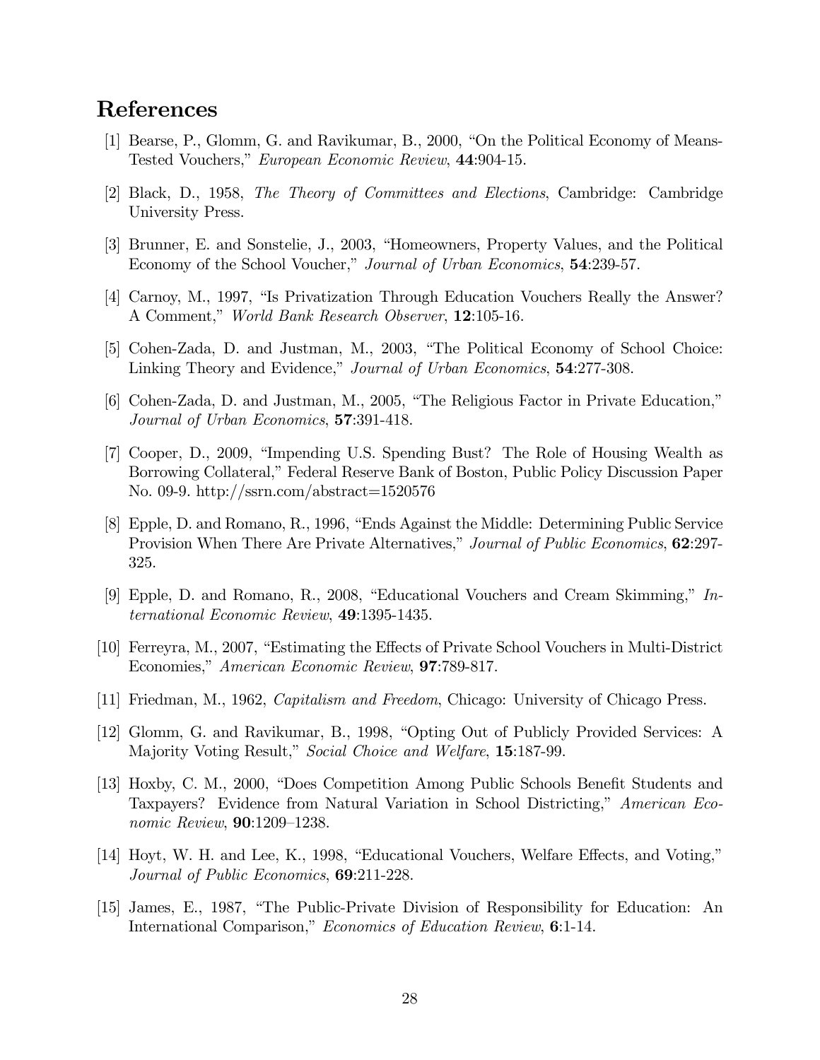## References

[1] Bearse, P., Glomm, G. and Ravikumar, B., 2000, "On the Political Economy of Means-Tested Vouchers," *European Economic Review*, **44**:904-15.

[2] Black, D., 1958, *The Theory of Committees and Elections*, Cambridge: Cambridge University Press.

[3] Brunner, E. and Sonstelie, J., 2003, "Homeowners, Property Values, and the Political Economy of the School Voucher," *Journal of Urban Economics*, **54**:239-57.

[4] Carnoy, M., 1997, "Is Privatization Through Education Vouchers Really the Answer? A Comment," *World Bank Research Observer*, **12**:105-16.

[5] Cohen-Zada, D. and Justman, M., 2003, "The Political Economy of School Choice: Linking Theory and Evidence," *Journal of Urban Economics*, **54**:277-308.

[6] Cohen-Zada, D. and Justman, M., 2005, "The Religious Factor in Private Education," *Journal of Urban Economics*, **57**:391-418.

[7] Cooper, D., 2009, "Impending U.S. Spending Bust? The Role of Housing Wealth as Borrowing Collateral," Federal Reserve Bank of Boston, Public Policy Discussion Paper No. 09-9. http://ssrn.com/abstract=1520576

[8] Epple, D. and Romano, R., 1996, "Ends Against the Middle: Determining Public Service Provision When There Are Private Alternatives," *Journal of Public Economics*, **62**:297-325.

[9] Epple, D. and Romano, R., 2008, "Educational Vouchers and Cream Skimming," *International Economic Review*, **49**:1395-1435.

[10] Ferreyra, M., 2007, "Estimating the Effects of Private School Vouchers in Multi-District Economies," *American Economic Review*, **97**:789-817.

[11] Friedman, M., 1962, *Capitalism and Freedom*, Chicago: University of Chicago Press.

[12] Glomm, G. and Ravikumar, B., 1998, "Opting Out of Publicly Provided Services: A Majority Voting Result," *Social Choice and Welfare*, **15**:187-99.

[13] Hoxby, C. M., 2000, "Does Competition Among Public Schools Benefit Students and Taxpayers? Evidence from Natural Variation in School Districting," *American Economic Review*, **90**:1209–1238.

[14] Hoyt, W. H. and Lee, K., 1998, "Educational Vouchers, Welfare Effects, and Voting," *Journal of Public Economics*, **69**:211-228.

[15] James, E., 1987, "The Public-Private Division of Responsibility for Education: An International Comparison," *Economics of Education Review*, **6**:1-14.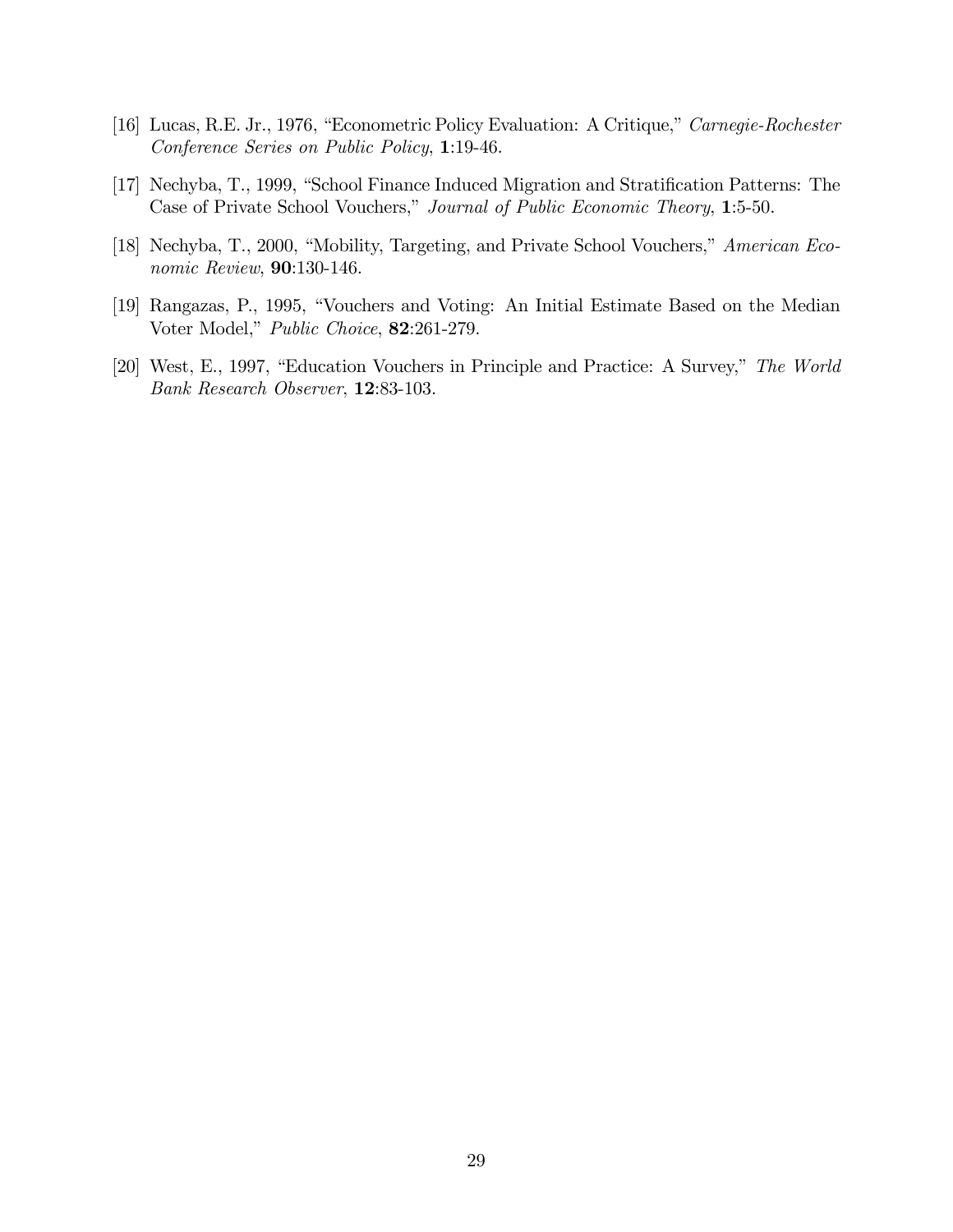[16] Lucas, R.E. Jr., 1976, "Econometric Policy Evaluation: A Critique," *Carnegie-Rochester Conference Series on Public Policy*, **1**:19-46.

[17] Nechyba, T., 1999, "School Finance Induced Migration and Stratification Patterns: The Case of Private School Vouchers," *Journal of Public Economic Theory*, **1**:5-50.

[18] Nechyba, T., 2000, "Mobility, Targeting, and Private School Vouchers," *American Economic Review*, **90**:130-146.

[19] Rangazas, P., 1995, "Vouchers and Voting: An Initial Estimate Based on the Median Voter Model," *Public Choice*, **82**:261-279.

[20] West, E., 1997, "Education Vouchers in Principle and Practice: A Survey," *The World Bank Research Observer*, **12**:83-103.